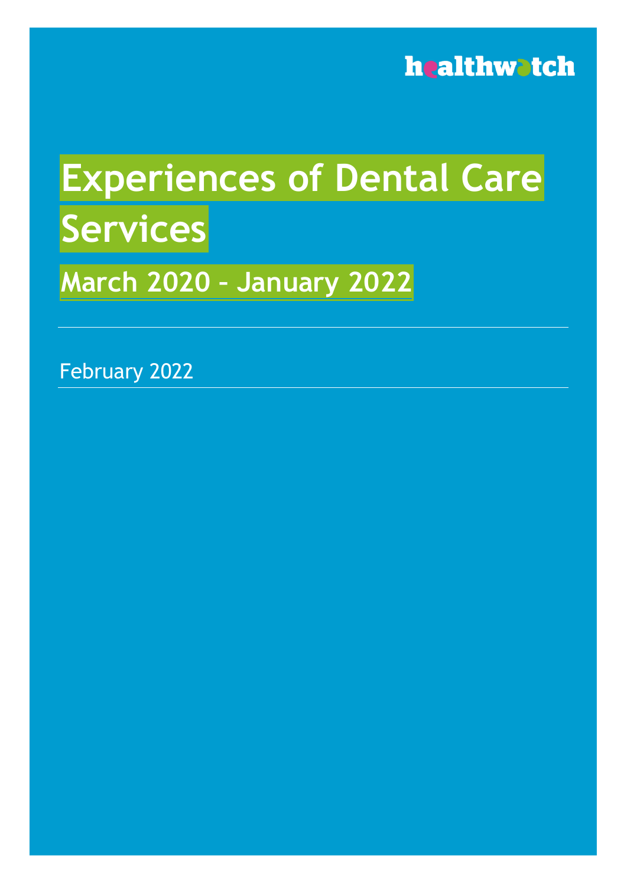healthwatch

# Experiences of Dental Care Services

## March 2020 – January 2022

February 2022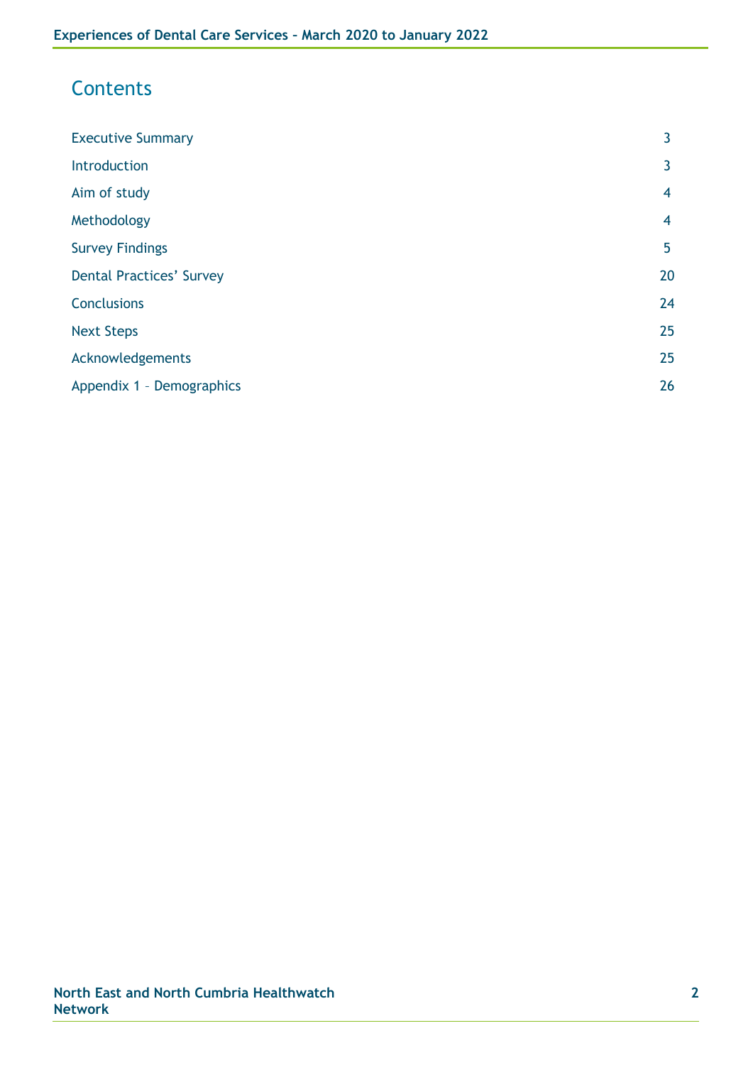# Contents

| | |
|---|---|
| Executive Summary | 3 |
| Introduction | 3 |
| Aim of study | 4 |
| Methodology | 4 |
| Survey Findings | 5 |
| Dental Practices' Survey | 20 |
| Conclusions | 24 |
| Next Steps | 25 |
| Acknowledgements | 25 |
| Appendix 1 – Demographics | 26 |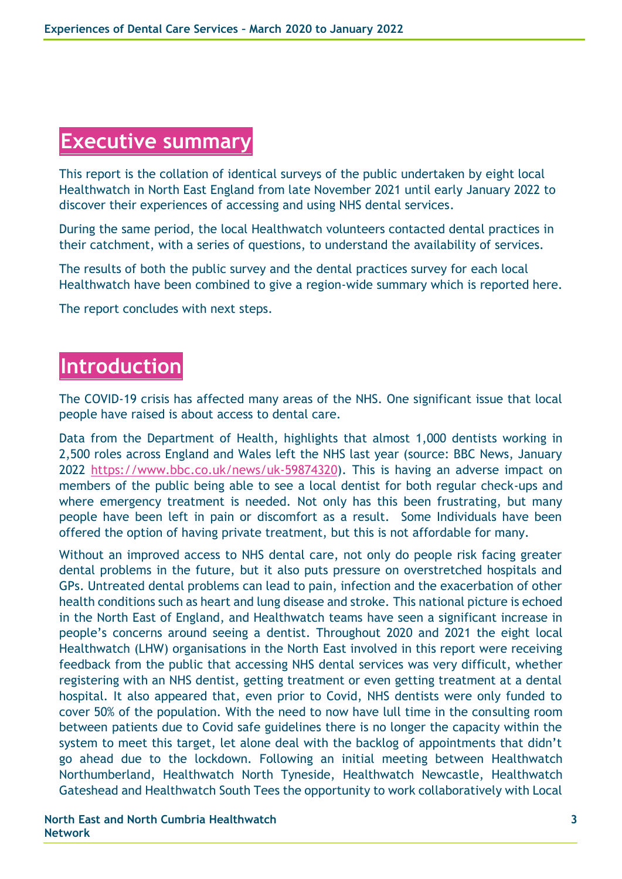# Executive summary

This report is the collation of identical surveys of the public undertaken by eight local Healthwatch in North East England from late November 2021 until early January 2022 to discover their experiences of accessing and using NHS dental services.

During the same period, the local Healthwatch volunteers contacted dental practices in their catchment, with a series of questions, to understand the availability of services.

The results of both the public survey and the dental practices survey for each local Healthwatch have been combined to give a region-wide summary which is reported here.

The report concludes with next steps.

# Introduction

The COVID-19 crisis has affected many areas of the NHS. One significant issue that local people have raised is about access to dental care.

Data from the Department of Health, highlights that almost 1,000 dentists working in 2,500 roles across England and Wales left the NHS last year (source: BBC News, January 2022 https://www.bbc.co.uk/news/uk-59874320). This is having an adverse impact on members of the public being able to see a local dentist for both regular check-ups and where emergency treatment is needed. Not only has this been frustrating, but many people have been left in pain or discomfort as a result. Some Individuals have been offered the option of having private treatment, but this is not affordable for many.

Without an improved access to NHS dental care, not only do people risk facing greater dental problems in the future, but it also puts pressure on overstretched hospitals and GPs. Untreated dental problems can lead to pain, infection and the exacerbation of other health conditions such as heart and lung disease and stroke. This national picture is echoed in the North East of England, and Healthwatch teams have seen a significant increase in people's concerns around seeing a dentist. Throughout 2020 and 2021 the eight local Healthwatch (LHW) organisations in the North East involved in this report were receiving feedback from the public that accessing NHS dental services was very difficult, whether registering with an NHS dentist, getting treatment or even getting treatment at a dental hospital. It also appeared that, even prior to Covid, NHS dentists were only funded to cover 50% of the population. With the need to now have lull time in the consulting room between patients due to Covid safe guidelines there is no longer the capacity within the system to meet this target, let alone deal with the backlog of appointments that didn't go ahead due to the lockdown. Following an initial meeting between Healthwatch Northumberland, Healthwatch North Tyneside, Healthwatch Newcastle, Healthwatch Gateshead and Healthwatch South Tees the opportunity to work collaboratively with Local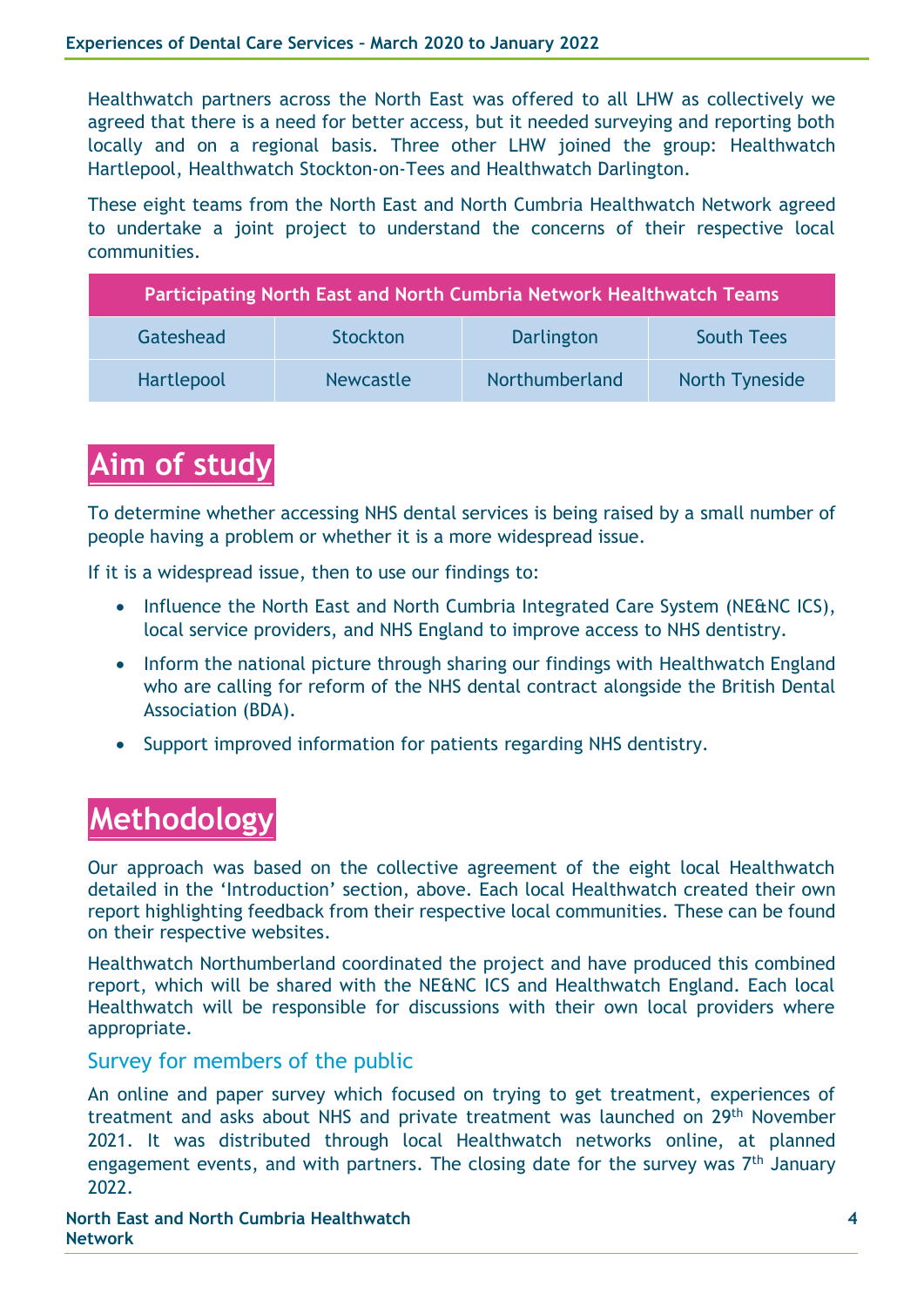Healthwatch partners across the North East was offered to all LHW as collectively we agreed that there is a need for better access, but it needed surveying and reporting both locally and on a regional basis. Three other LHW joined the group: Healthwatch Hartlepool, Healthwatch Stockton-on-Tees and Healthwatch Darlington.

These eight teams from the North East and North Cumbria Healthwatch Network agreed to undertake a joint project to understand the concerns of their respective local communities.

| Participating North East and North Cumbria Network Healthwatch Teams | | | |
|---|---|---|---|
| Gateshead | Stockton | Darlington | South Tees |
| Hartlepool | Newcastle | Northumberland | North Tyneside |

# Aim of study

To determine whether accessing NHS dental services is being raised by a small number of people having a problem or whether it is a more widespread issue.

If it is a widespread issue, then to use our findings to:

- Influence the North East and North Cumbria Integrated Care System (NE&NC ICS), local service providers, and NHS England to improve access to NHS dentistry.
- Inform the national picture through sharing our findings with Healthwatch England who are calling for reform of the NHS dental contract alongside the British Dental Association (BDA).
- Support improved information for patients regarding NHS dentistry.

# Methodology

Our approach was based on the collective agreement of the eight local Healthwatch detailed in the 'Introduction' section, above. Each local Healthwatch created their own report highlighting feedback from their respective local communities. These can be found on their respective websites.

Healthwatch Northumberland coordinated the project and have produced this combined report, which will be shared with the NE&NC ICS and Healthwatch England. Each local Healthwatch will be responsible for discussions with their own local providers where appropriate.

## Survey for members of the public

An online and paper survey which focused on trying to get treatment, experiences of treatment and asks about NHS and private treatment was launched on 29th November 2021. It was distributed through local Healthwatch networks online, at planned engagement events, and with partners. The closing date for the survey was 7th January 2022.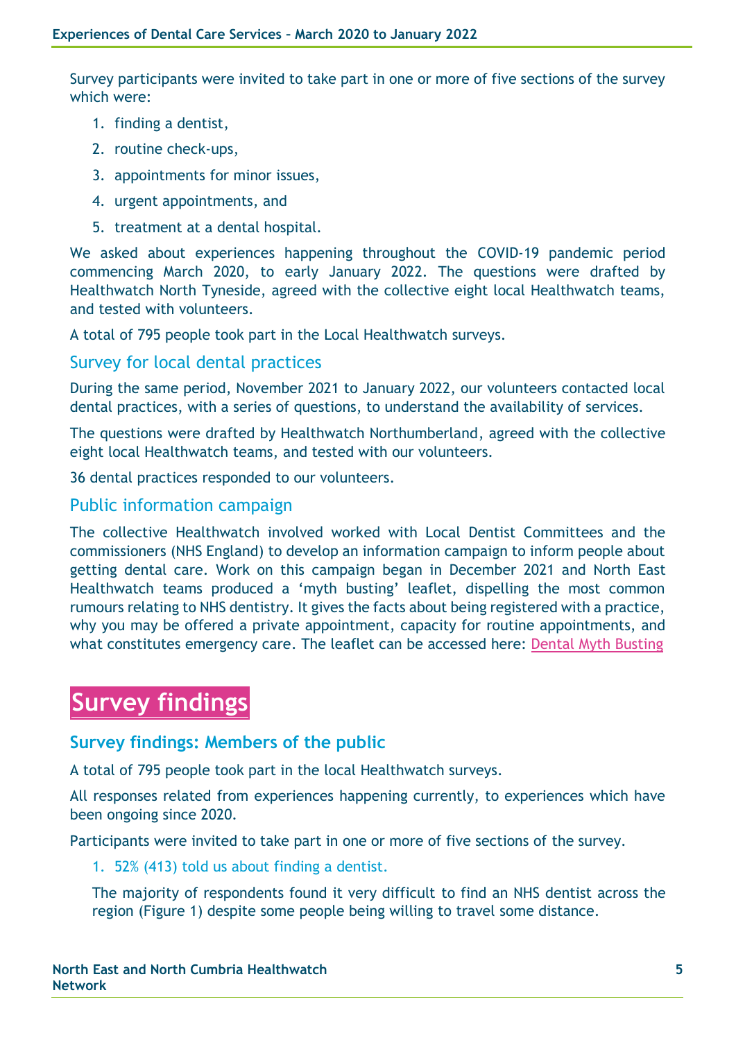Survey participants were invited to take part in one or more of five sections of the survey which were:

1. finding a dentist,
2. routine check-ups,
3. appointments for minor issues,
4. urgent appointments, and
5. treatment at a dental hospital.

We asked about experiences happening throughout the COVID-19 pandemic period commencing March 2020, to early January 2022. The questions were drafted by Healthwatch North Tyneside, agreed with the collective eight local Healthwatch teams, and tested with volunteers.

A total of 795 people took part in the Local Healthwatch surveys.

### Survey for local dental practices

During the same period, November 2021 to January 2022, our volunteers contacted local dental practices, with a series of questions, to understand the availability of services.

The questions were drafted by Healthwatch Northumberland, agreed with the collective eight local Healthwatch teams, and tested with our volunteers.

36 dental practices responded to our volunteers.

### Public information campaign

The collective Healthwatch involved worked with Local Dentist Committees and the commissioners (NHS England) to develop an information campaign to inform people about getting dental care. Work on this campaign began in December 2021 and North East Healthwatch teams produced a 'myth busting' leaflet, dispelling the most common rumours relating to NHS dentistry. It gives the facts about being registered with a practice, why you may be offered a private appointment, capacity for routine appointments, and what constitutes emergency care. The leaflet can be accessed here: Dental Myth Busting

# Survey findings

## Survey findings: Members of the public

A total of 795 people took part in the local Healthwatch surveys.

All responses related from experiences happening currently, to experiences which have been ongoing since 2020.

Participants were invited to take part in one or more of five sections of the survey.

1. 52% (413) told us about finding a dentist.

   The majority of respondents found it very difficult to find an NHS dentist across the region (Figure 1) despite some people being willing to travel some distance.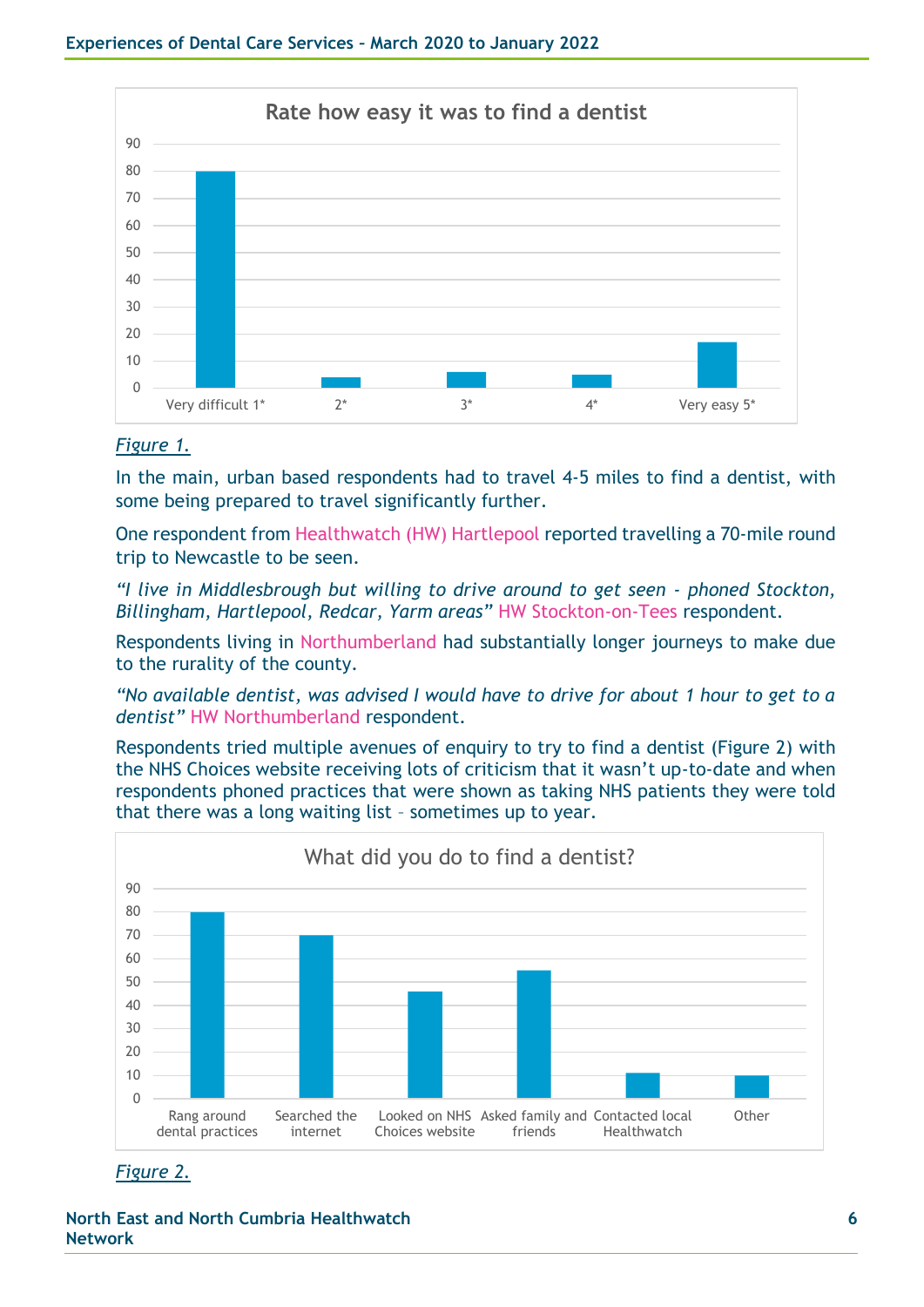**Rate how easy it was to find a dentist**

| Rating | Value |
|---|---|
| Very difficult 1* | 80 |
| 2* | 4 |
| 3* | 6 |
| 4* | 5 |
| Very easy 5* | 17 |

*Figure 1.*

In the main, urban based respondents had to travel 4-5 miles to find a dentist, with some being prepared to travel significantly further.

One respondent from Healthwatch (HW) Hartlepool reported travelling a 70-mile round trip to Newcastle to be seen.

*"I live in Middlesbrough but willing to drive around to get seen - phoned Stockton, Billingham, Hartlepool, Redcar, Yarm areas"* HW Stockton-on-Tees respondent.

Respondents living in Northumberland had substantially longer journeys to make due to the rurality of the county.

*"No available dentist, was advised I would have to drive for about 1 hour to get to a dentist"* HW Northumberland respondent.

Respondents tried multiple avenues of enquiry to try to find a dentist (Figure 2) with the NHS Choices website receiving lots of criticism that it wasn't up-to-date and when respondents phoned practices that were shown as taking NHS patients they were told that there was a long waiting list – sometimes up to year.

**What did you do to find a dentist?**

| Action | Value |
|---|---|
| Rang around dental practices | 80 |
| Searched the internet | 70 |
| Looked on NHS Choices website | 46 |
| Asked family and friends | 55 |
| Contacted local Healthwatch | 11 |
| Other | 10 |

*Figure 2.*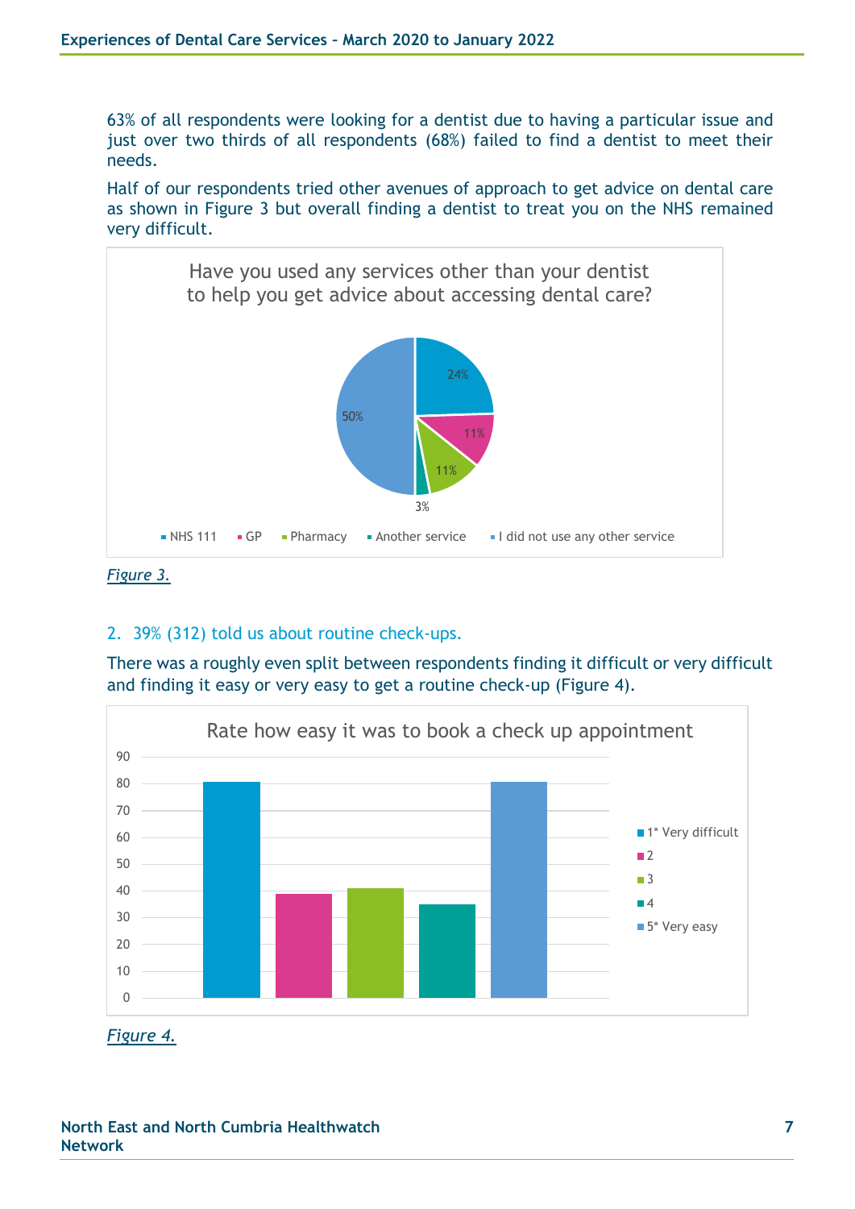63% of all respondents were looking for a dentist due to having a particular issue and just over two thirds of all respondents (68%) failed to find a dentist to meet their needs.

Half of our respondents tried other avenues of approach to get advice on dental care as shown in Figure 3 but overall finding a dentist to treat you on the NHS remained very difficult.

Have you used any services other than your dentist to help you get advice about accessing dental care?

| Service | Percentage |
|---|---|
| NHS 111 | 24% |
| GP | 11% |
| Pharmacy | 11% |
| Another service | 3% |
| I did not use any other service | 50% |

*Figure 3.*

2. 39% (312) told us about routine check-ups.

There was a roughly even split between respondents finding it difficult or very difficult and finding it easy or very easy to get a routine check-up (Figure 4).

Rate how easy it was to book a check up appointment

| Rating | Responses (approx.) |
|---|---|
| 1* Very difficult | 81 |
| 2 | 39 |
| 3 | 41 |
| 4 | 35 |
| 5* Very easy | 81 |

*Figure 4.*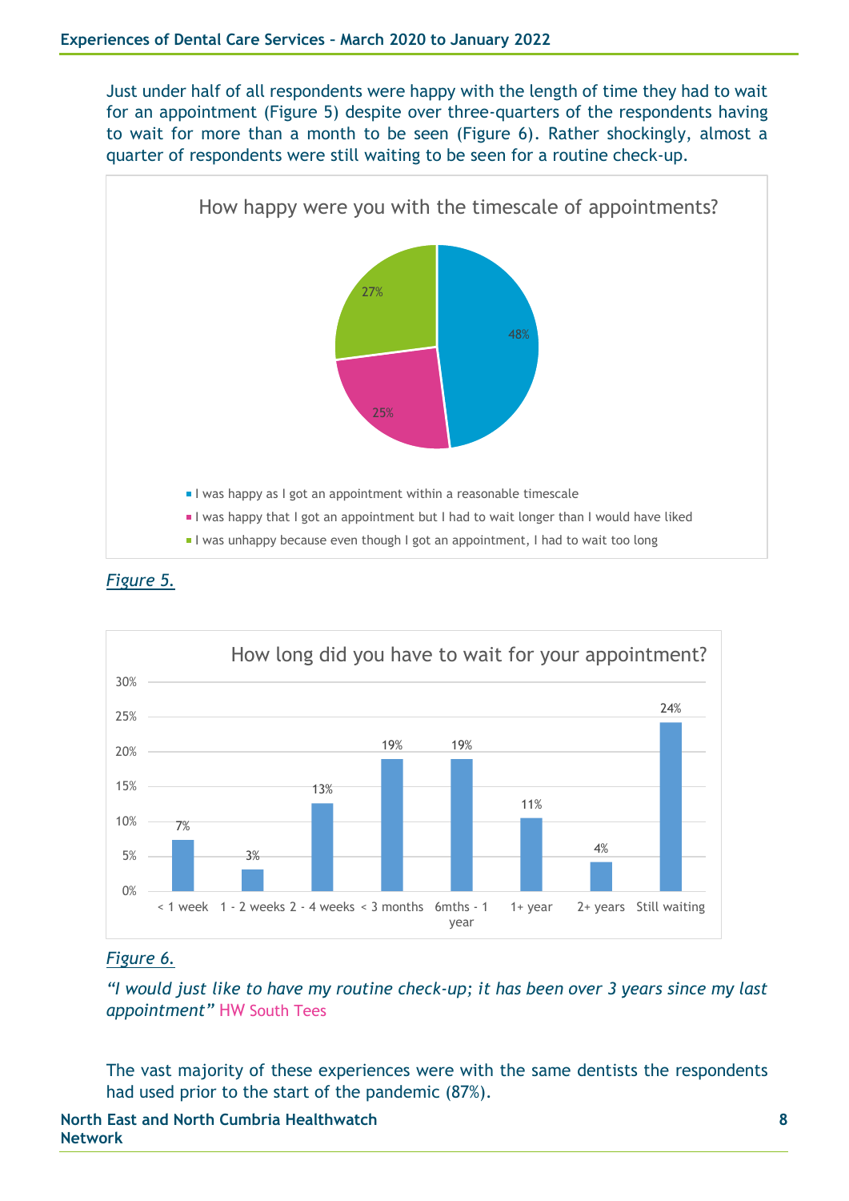Just under half of all respondents were happy with the length of time they had to wait for an appointment (Figure 5) despite over three-quarters of the respondents having to wait for more than a month to be seen (Figure 6). Rather shockingly, almost a quarter of respondents were still waiting to be seen for a routine check-up.

How happy were you with the timescale of appointments?

| Response | % |
|---|---|
| I was happy as I got an appointment within a reasonable timescale | 48% |
| I was happy that I got an appointment but I had to wait longer than I would have liked | 25% |
| I was unhappy because even though I got an appointment, I had to wait too long | 27% |

*Figure 5.*

How long did you have to wait for your appointment?

| Wait | % |
|---|---|
| < 1 week | 7% |
| 1 - 2 weeks | 3% |
| 2 - 4 weeks | 13% |
| < 3 months | 19% |
| 6mths - 1 year | 19% |
| 1+ year | 11% |
| 2+ years | 4% |
| Still waiting | 24% |

*Figure 6.*

*"I would just like to have my routine check-up; it has been over 3 years since my last appointment"* HW South Tees

The vast majority of these experiences were with the same dentists the respondents had used prior to the start of the pandemic (87%).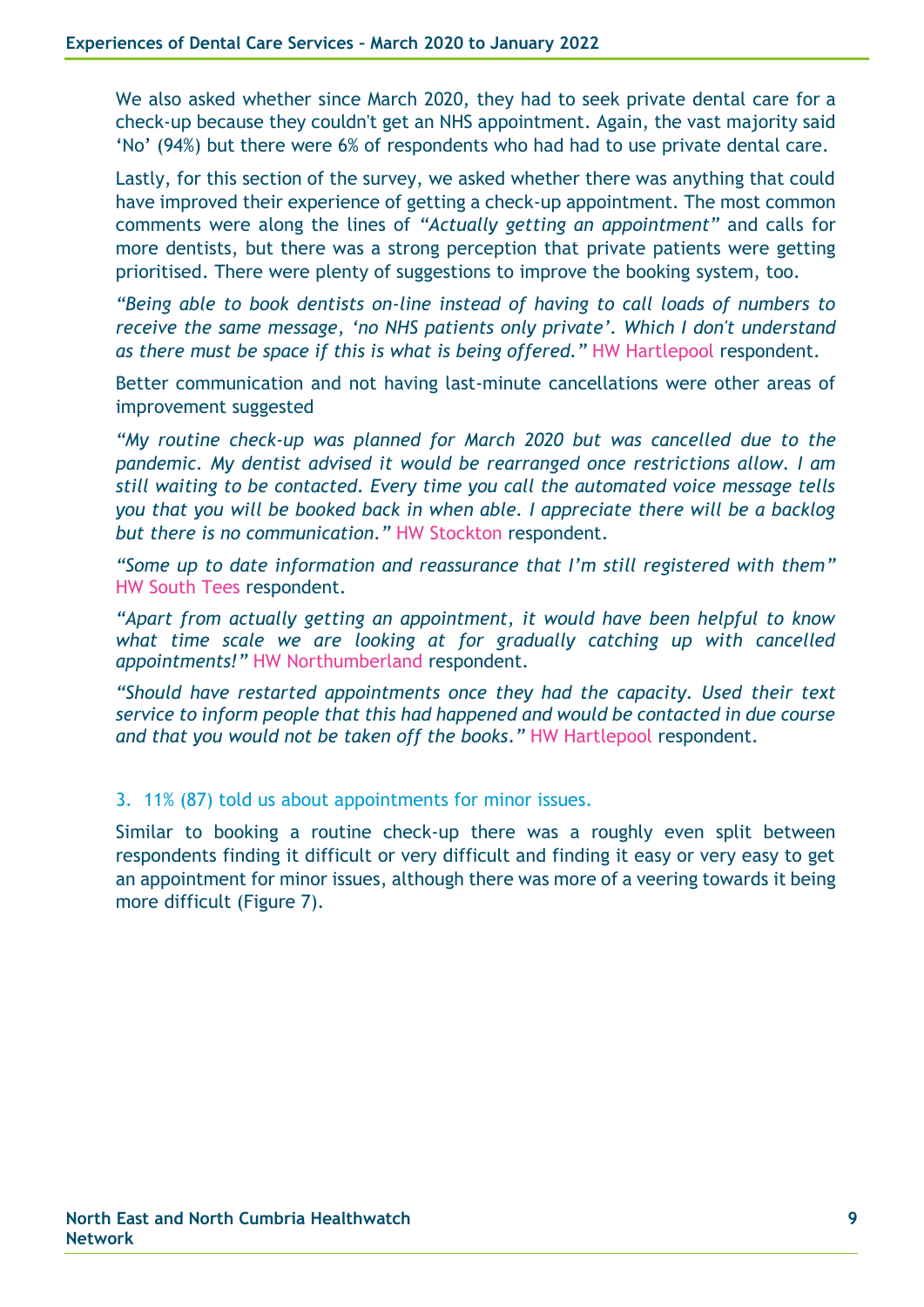We also asked whether since March 2020, they had to seek private dental care for a check-up because they couldn't get an NHS appointment. Again, the vast majority said 'No' (94%) but there were 6% of respondents who had had to use private dental care.

Lastly, for this section of the survey, we asked whether there was anything that could have improved their experience of getting a check-up appointment. The most common comments were along the lines of *"Actually getting an appointment"* and calls for more dentists, but there was a strong perception that private patients were getting prioritised. There were plenty of suggestions to improve the booking system, too.

*"Being able to book dentists on-line instead of having to call loads of numbers to receive the same message, 'no NHS patients only private'. Which I don't understand as there must be space if this is what is being offered."* HW Hartlepool respondent.

Better communication and not having last-minute cancellations were other areas of improvement suggested

*"My routine check-up was planned for March 2020 but was cancelled due to the pandemic. My dentist advised it would be rearranged once restrictions allow. I am still waiting to be contacted. Every time you call the automated voice message tells you that you will be booked back in when able. I appreciate there will be a backlog but there is no communication."* HW Stockton respondent.

*"Some up to date information and reassurance that I'm still registered with them"* HW South Tees respondent.

*"Apart from actually getting an appointment, it would have been helpful to know what time scale we are looking at for gradually catching up with cancelled appointments!"* HW Northumberland respondent.

*"Should have restarted appointments once they had the capacity. Used their text service to inform people that this had happened and would be contacted in due course and that you would not be taken off the books."* HW Hartlepool respondent.

3. 11% (87) told us about appointments for minor issues.

Similar to booking a routine check-up there was a roughly even split between respondents finding it difficult or very difficult and finding it easy or very easy to get an appointment for minor issues, although there was more of a veering towards it being more difficult (Figure 7).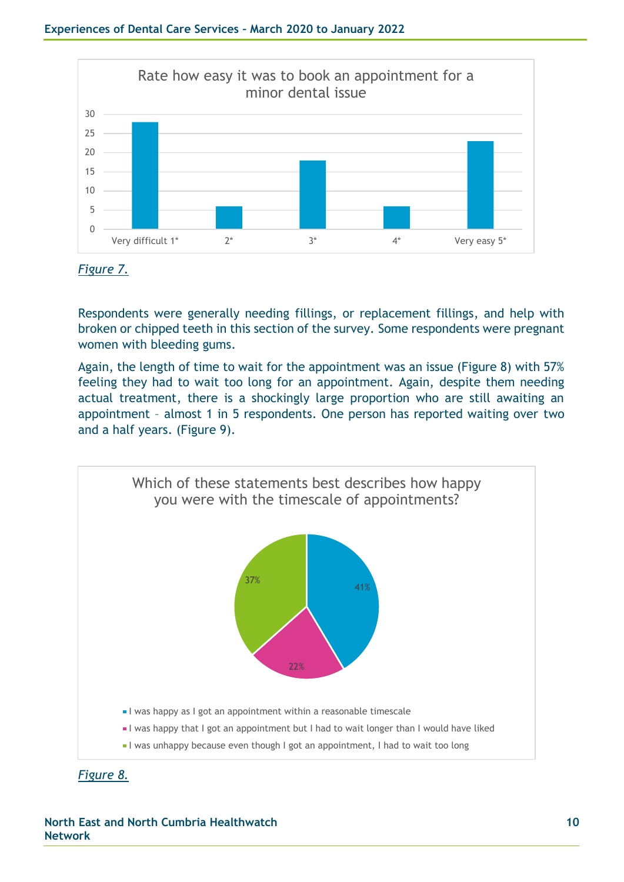Rate how easy it was to book an appointment for a minor dental issue

| Rating | Responses |
|---|---|
| Very difficult 1* | 28 |
| 2* | 6 |
| 3* | 18 |
| 4* | 6 |
| Very easy 5* | 23 |

*Figure 7.*

Respondents were generally needing fillings, or replacement fillings, and help with broken or chipped teeth in this section of the survey. Some respondents were pregnant women with bleeding gums.

Again, the length of time to wait for the appointment was an issue (Figure 8) with 57% feeling they had to wait too long for an appointment. Again, despite them needing actual treatment, there is a shockingly large proportion who are still awaiting an appointment – almost 1 in 5 respondents. One person has reported waiting over two and a half years. (Figure 9).

Which of these statements best describes how happy you were with the timescale of appointments?

| Statement | % |
|---|---|
| I was happy as I got an appointment within a reasonable timescale | 41% |
| I was happy that I got an appointment but I had to wait longer than I would have liked | 22% |
| I was unhappy because even though I got an appointment, I had to wait too long | 37% |

*Figure 8.*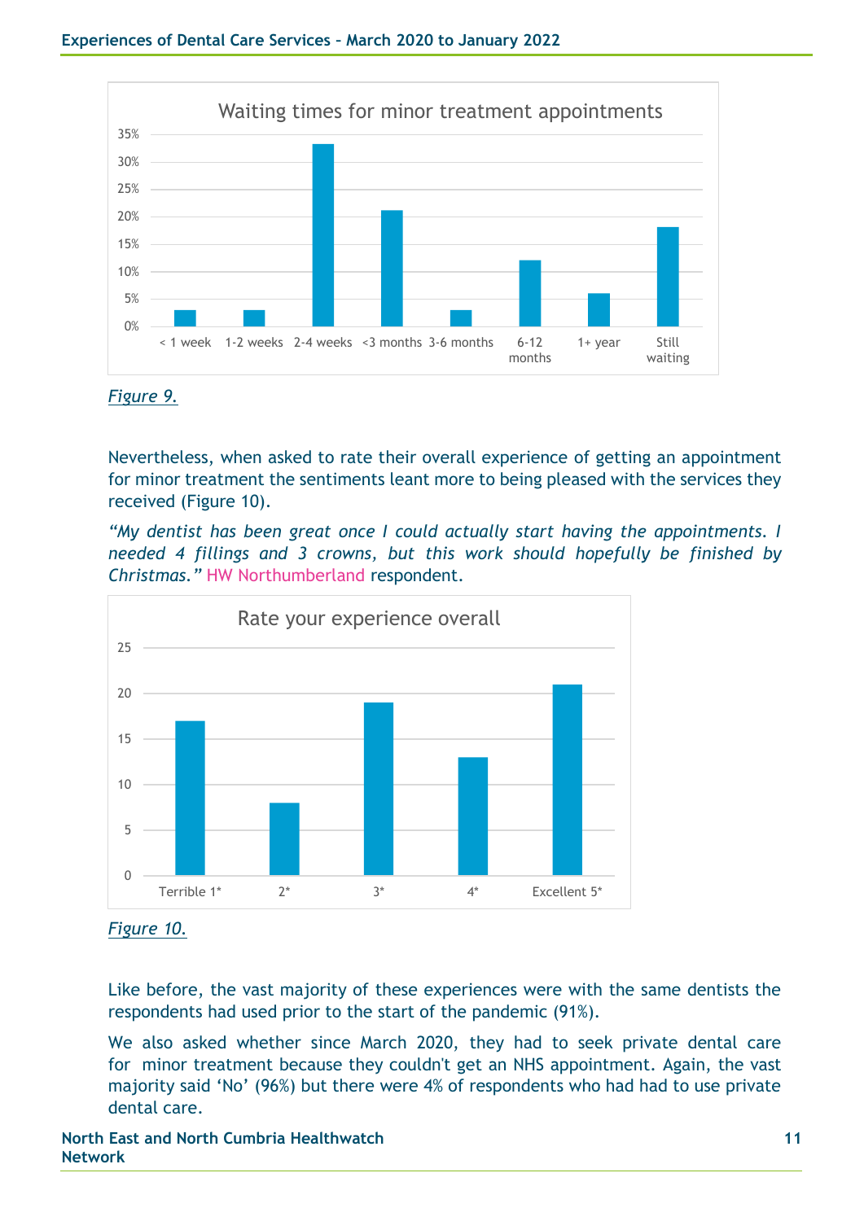Waiting times for minor treatment appointments

*Figure 9.*

Nevertheless, when asked to rate their overall experience of getting an appointment for minor treatment the sentiments leant more to being pleased with the services they received (Figure 10).

*"My dentist has been great once I could actually start having the appointments. I needed 4 fillings and 3 crowns, but this work should hopefully be finished by Christmas."* HW Northumberland respondent.

Rate your experience overall

*Figure 10.*

Like before, the vast majority of these experiences were with the same dentists the respondents had used prior to the start of the pandemic (91%).

We also asked whether since March 2020, they had to seek private dental care for minor treatment because they couldn't get an NHS appointment. Again, the vast majority said 'No' (96%) but there were 4% of respondents who had had to use private dental care.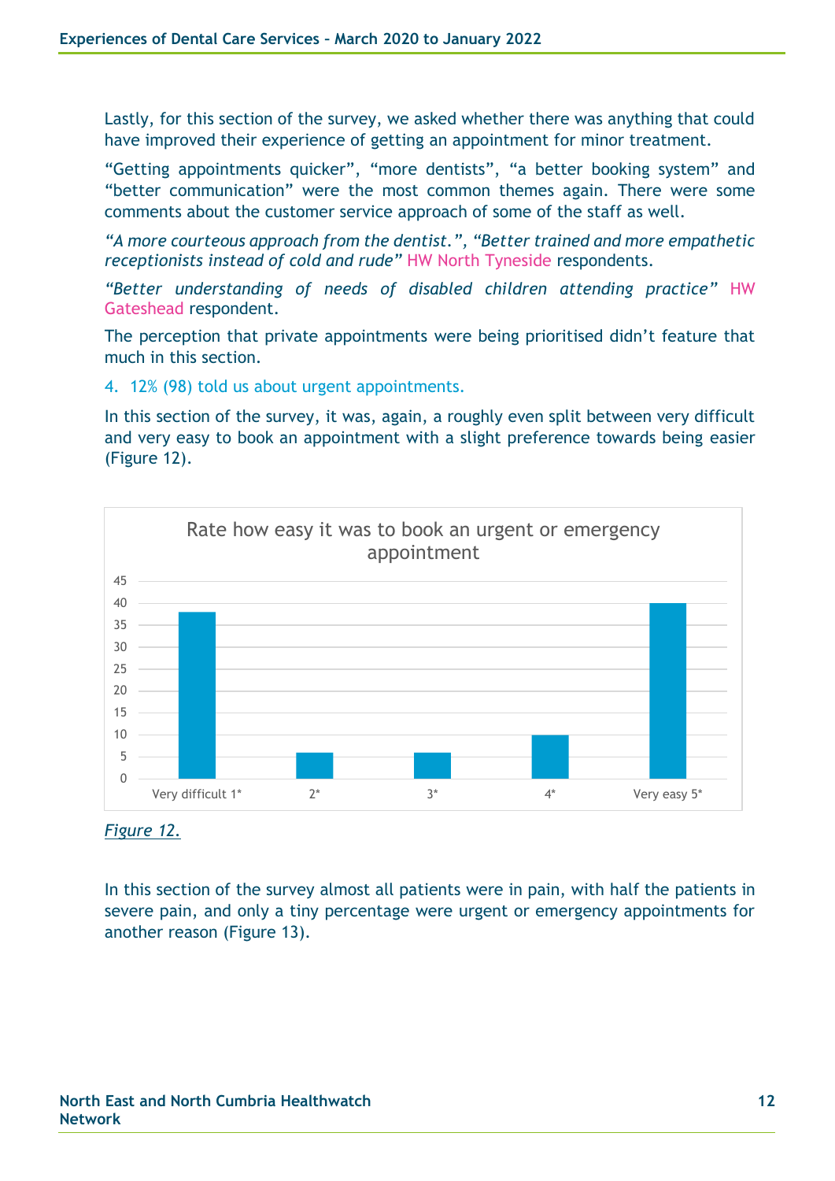Lastly, for this section of the survey, we asked whether there was anything that could have improved their experience of getting an appointment for minor treatment.

"Getting appointments quicker", "more dentists", "a better booking system" and "better communication" were the most common themes again. There were some comments about the customer service approach of some of the staff as well.

*"A more courteous approach from the dentist.", "Better trained and more empathetic receptionists instead of cold and rude"* HW North Tyneside respondents.

*"Better understanding of needs of disabled children attending practice"* HW Gateshead respondent.

The perception that private appointments were being prioritised didn't feature that much in this section.

4. 12% (98) told us about urgent appointments.

In this section of the survey, it was, again, a roughly even split between very difficult and very easy to book an appointment with a slight preference towards being easier (Figure 12).

Rate how easy it was to book an urgent or emergency appointment

| Rating | Count |
|---|---|
| Very difficult 1* | 38 |
| 2* | 6 |
| 3* | 6 |
| 4* | 10 |
| Very easy 5* | 40 |

*Figure 12.*

In this section of the survey almost all patients were in pain, with half the patients in severe pain, and only a tiny percentage were urgent or emergency appointments for another reason (Figure 13).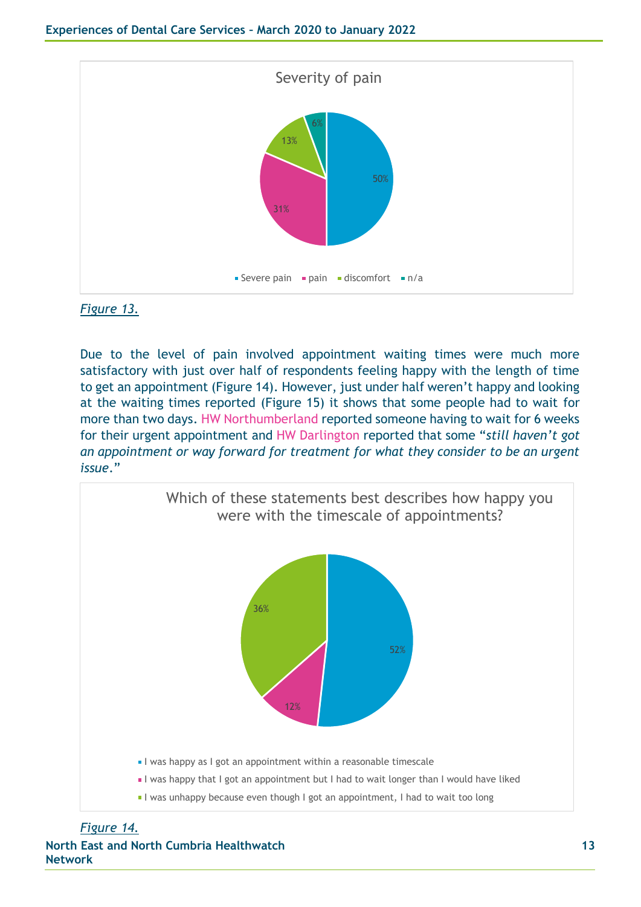Severity of pain

- Severe pain: 50%
- pain: 31%
- discomfort: 13%
- n/a: 6%

*Figure 13.*

Due to the level of pain involved appointment waiting times were much more satisfactory with just over half of respondents feeling happy with the length of time to get an appointment (Figure 14). However, just under half weren't happy and looking at the waiting times reported (Figure 15) it shows that some people had to wait for more than two days. HW Northumberland reported someone having to wait for 6 weeks for their urgent appointment and HW Darlington reported that some "*still haven't got an appointment or way forward for treatment for what they consider to be an urgent issue*."

Which of these statements best describes how happy you were with the timescale of appointments?

- I was happy as I got an appointment within a reasonable timescale: 52%
- I was happy that I got an appointment but I had to wait longer than I would have liked: 12%
- I was unhappy because even though I got an appointment, I had to wait too long: 36%

*Figure 14.*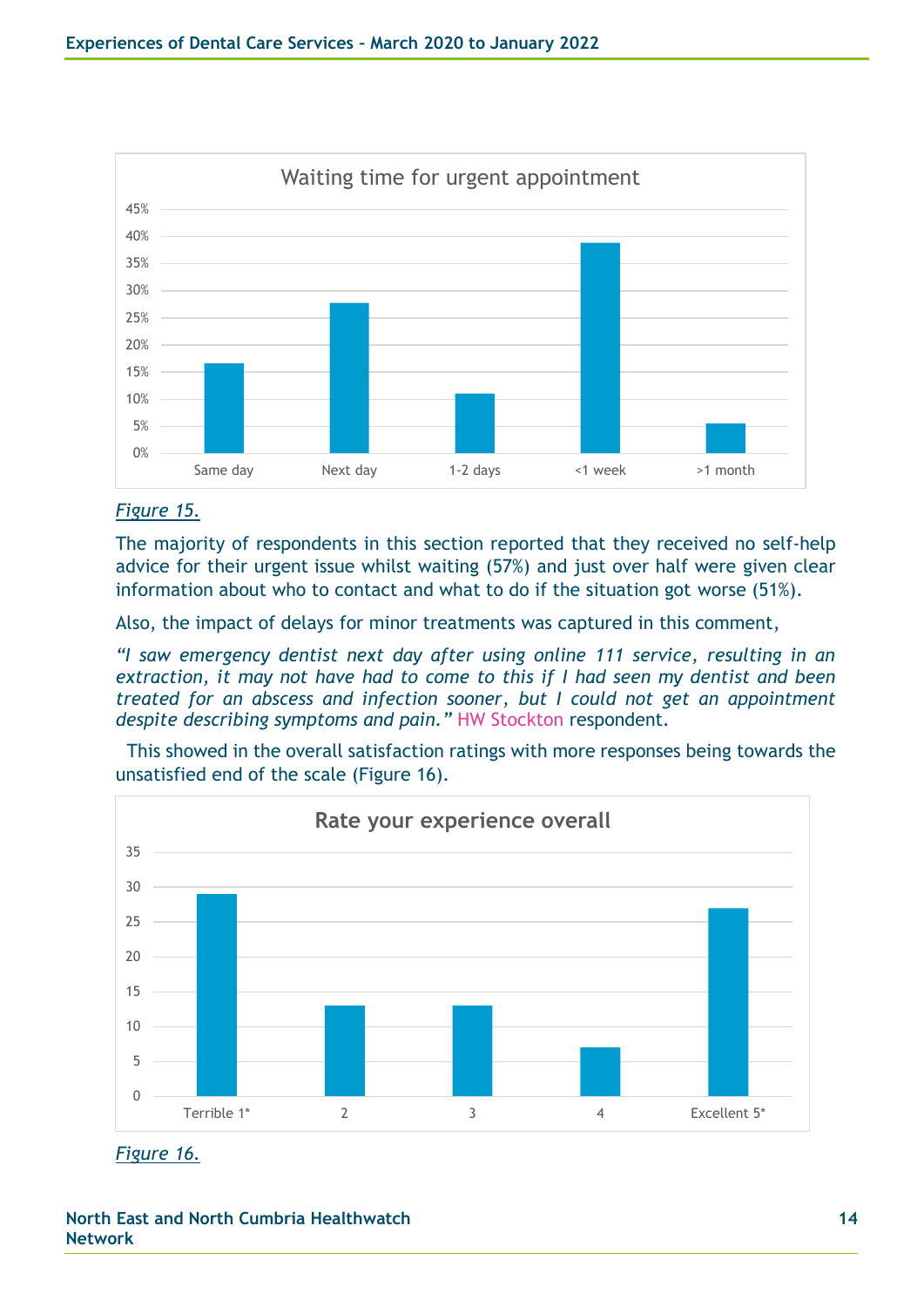Figure 15.

The majority of respondents in this section reported that they received no self-help advice for their urgent issue whilst waiting (57%) and just over half were given clear information about who to contact and what to do if the situation got worse (51%).

Also, the impact of delays for minor treatments was captured in this comment,

*"I saw emergency dentist next day after using online 111 service, resulting in an extraction, it may not have had to come to this if I had seen my dentist and been treated for an abscess and infection sooner, but I could not get an appointment despite describing symptoms and pain."* HW Stockton respondent.

This showed in the overall satisfaction ratings with more responses being towards the unsatisfied end of the scale (Figure 16).

Figure 16.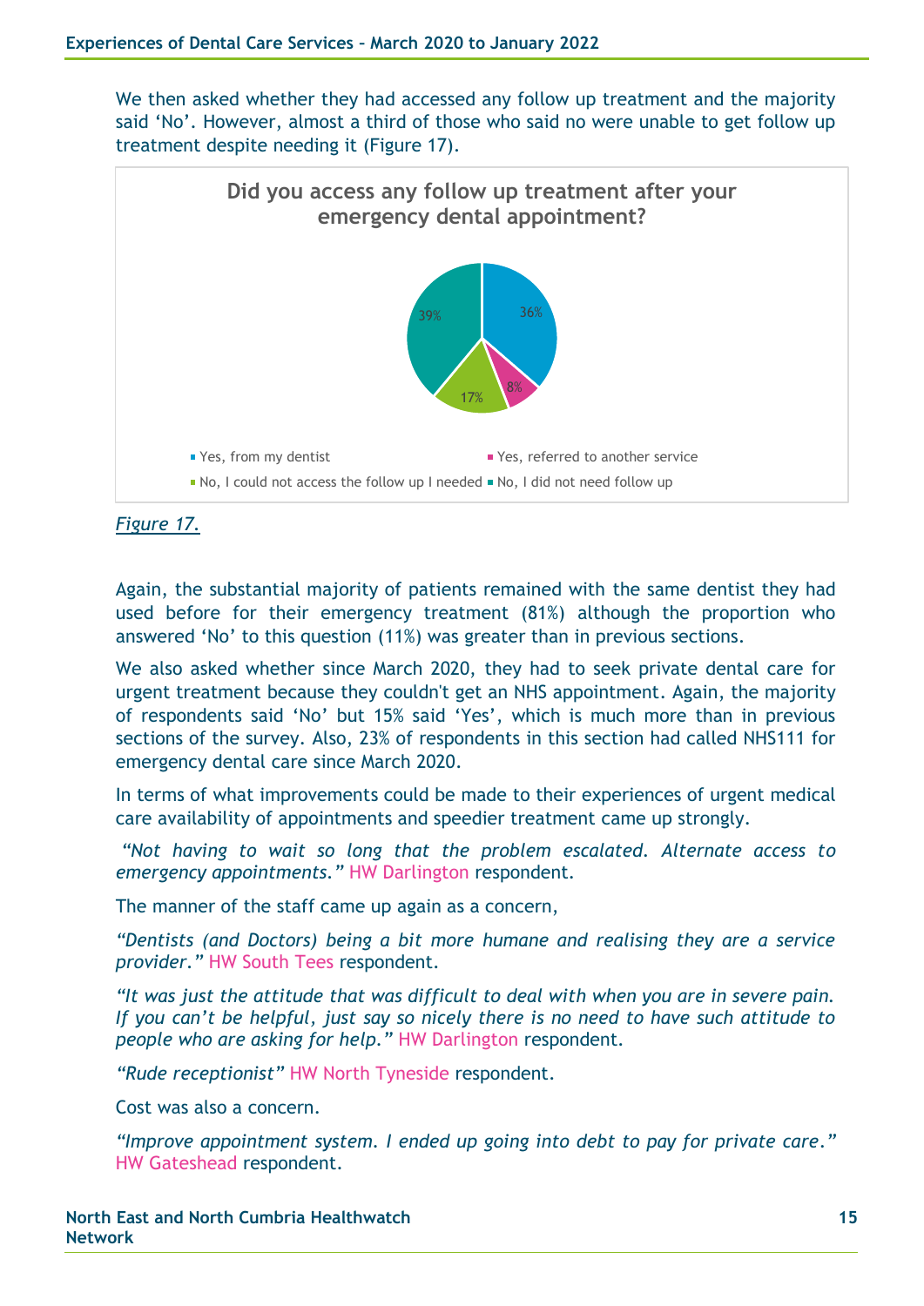We then asked whether they had accessed any follow up treatment and the majority said 'No'. However, almost a third of those who said no were unable to get follow up treatment despite needing it (Figure 17).

**Did you access any follow up treatment after your emergency dental appointment?**

| Response | Percentage |
| --- | --- |
| Yes, from my dentist | 36% |
| Yes, referred to another service | 8% |
| No, I could not access the follow up I needed | 17% |
| No, I did not need follow up | 39% |

*Figure 17.*

Again, the substantial majority of patients remained with the same dentist they had used before for their emergency treatment (81%) although the proportion who answered 'No' to this question (11%) was greater than in previous sections.

We also asked whether since March 2020, they had to seek private dental care for urgent treatment because they couldn't get an NHS appointment. Again, the majority of respondents said 'No' but 15% said 'Yes', which is much more than in previous sections of the survey. Also, 23% of respondents in this section had called NHS111 for emergency dental care since March 2020.

In terms of what improvements could be made to their experiences of urgent medical care availability of appointments and speedier treatment came up strongly.

*"Not having to wait so long that the problem escalated. Alternate access to emergency appointments."* HW Darlington respondent.

The manner of the staff came up again as a concern,

*"Dentists (and Doctors) being a bit more humane and realising they are a service provider."* HW South Tees respondent.

*"It was just the attitude that was difficult to deal with when you are in severe pain. If you can't be helpful, just say so nicely there is no need to have such attitude to people who are asking for help."* HW Darlington respondent.

*"Rude receptionist"* HW North Tyneside respondent.

Cost was also a concern.

*"Improve appointment system. I ended up going into debt to pay for private care."* HW Gateshead respondent.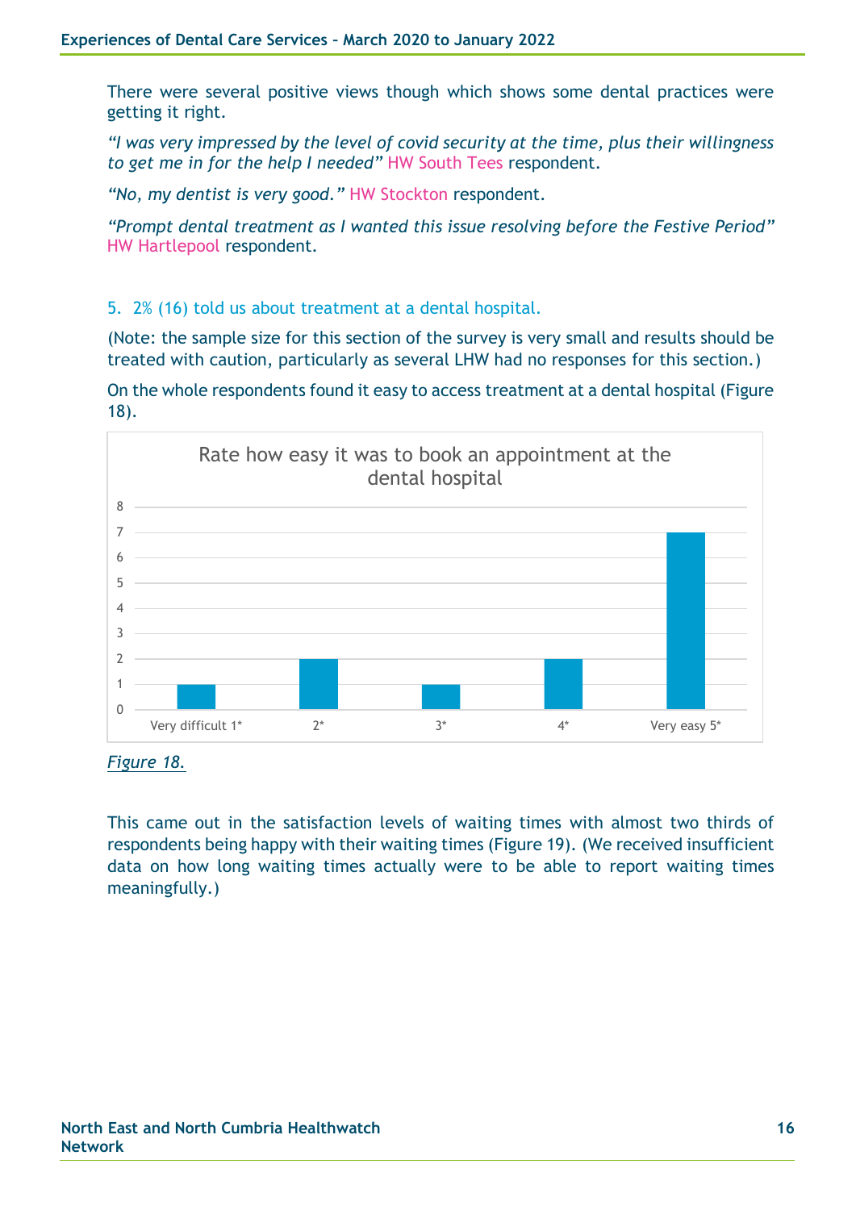There were several positive views though which shows some dental practices were getting it right.

*"I was very impressed by the level of covid security at the time, plus their willingness to get me in for the help I needed"* HW South Tees respondent.

*"No, my dentist is very good."* HW Stockton respondent.

*"Prompt dental treatment as I wanted this issue resolving before the Festive Period"* HW Hartlepool respondent.

5. 2% (16) told us about treatment at a dental hospital.

(Note: the sample size for this section of the survey is very small and results should be treated with caution, particularly as several LHW had no responses for this section.)

On the whole respondents found it easy to access treatment at a dental hospital (Figure 18).

**Rate how easy it was to book an appointment at the dental hospital**

| Rating | Count |
|---|---|
| Very difficult 1* | 1 |
| 2* | 2 |
| 3* | 1 |
| 4* | 2 |
| Very easy 5* | 7 |

*Figure 18.*

This came out in the satisfaction levels of waiting times with almost two thirds of respondents being happy with their waiting times (Figure 19). (We received insufficient data on how long waiting times actually were to be able to report waiting times meaningfully.)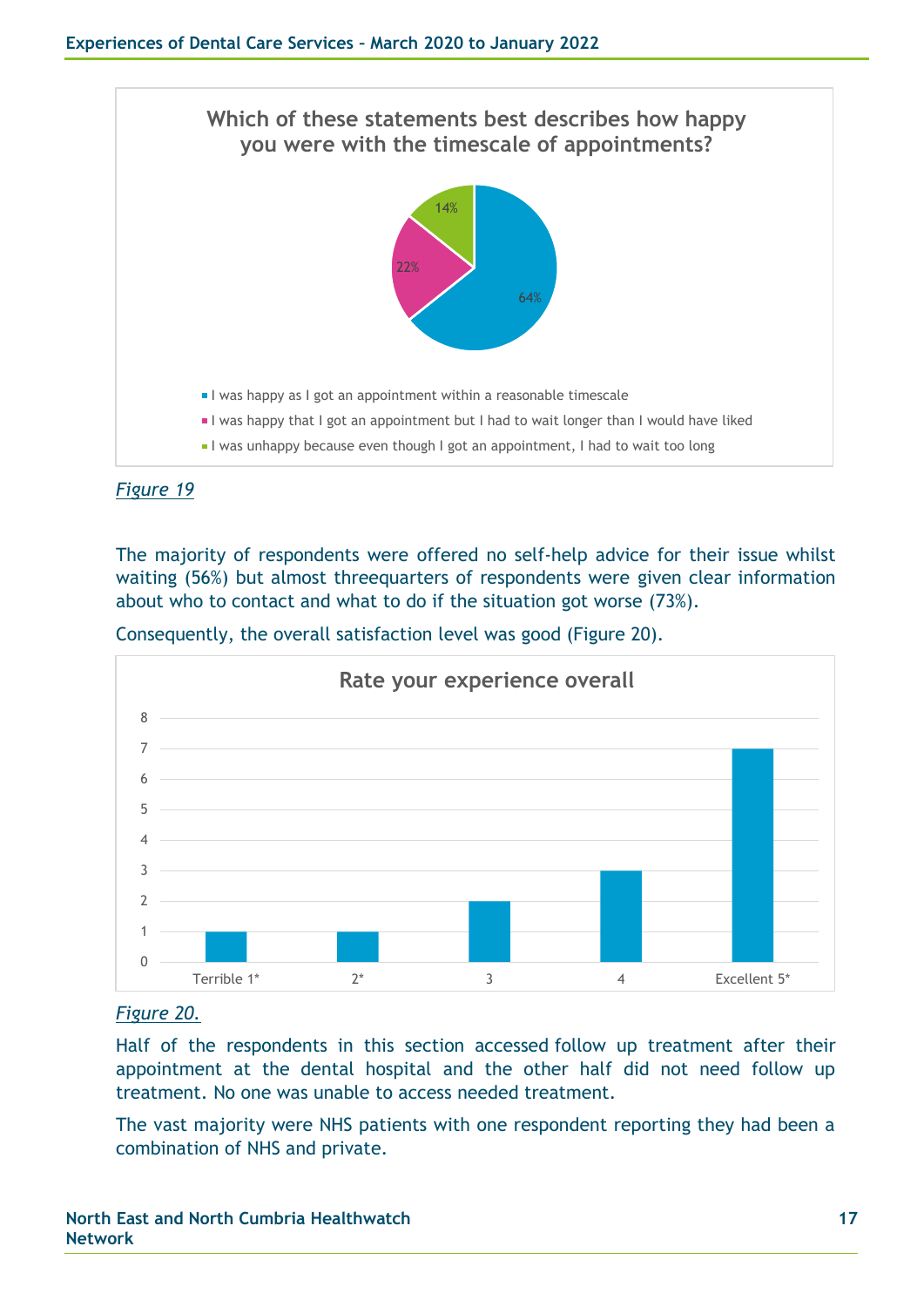**Which of these statements best describes how happy you were with the timescale of appointments?**

- I was happy as I got an appointment within a reasonable timescale: 64%
- I was happy that I got an appointment but I had to wait longer than I would have liked: 22%
- I was unhappy because even though I got an appointment, I had to wait too long: 14%

*Figure 19*

The majority of respondents were offered no self-help advice for their issue whilst waiting (56%) but almost threequarters of respondents were given clear information about who to contact and what to do if the situation got worse (73%).

Consequently, the overall satisfaction level was good (Figure 20).

**Rate your experience overall**

| Rating | Count |
|---|---|
| Terrible 1* | 1 |
| 2* | 1 |
| 3 | 2 |
| 4 | 3 |
| Excellent 5* | 7 |

*Figure 20.*

Half of the respondents in this section accessed follow up treatment after their appointment at the dental hospital and the other half did not need follow up treatment. No one was unable to access needed treatment.

The vast majority were NHS patients with one respondent reporting they had been a combination of NHS and private.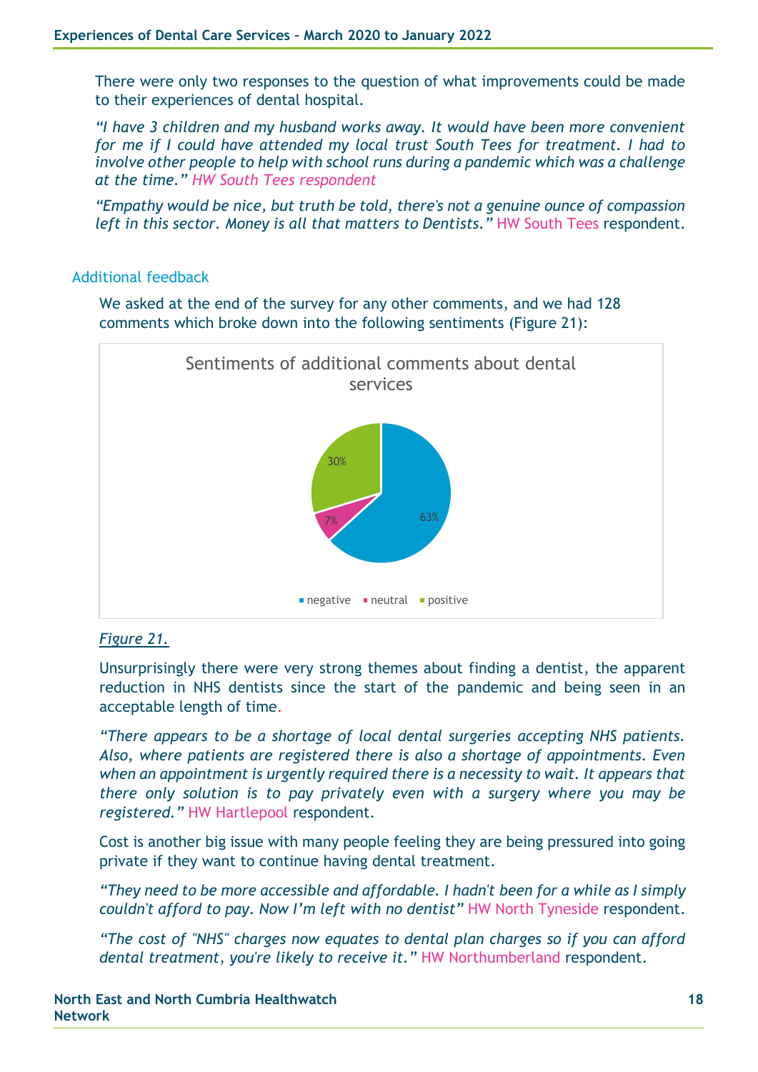There were only two responses to the question of what improvements could be made to their experiences of dental hospital.

*"I have 3 children and my husband works away. It would have been more convenient for me if I could have attended my local trust South Tees for treatment. I had to involve other people to help with school runs during a pandemic which was a challenge at the time." HW South Tees respondent*

*"Empathy would be nice, but truth be told, there's not a genuine ounce of compassion left in this sector. Money is all that matters to Dentists."* HW South Tees respondent.

## Additional feedback

We asked at the end of the survey for any other comments, and we had 128 comments which broke down into the following sentiments (Figure 21):

Sentiments of additional comments about dental services

| Sentiment | Percentage |
|---|---|
| negative | 63% |
| neutral | 7% |
| positive | 30% |

*Figure 21.*

Unsurprisingly there were very strong themes about finding a dentist, the apparent reduction in NHS dentists since the start of the pandemic and being seen in an acceptable length of time.

*"There appears to be a shortage of local dental surgeries accepting NHS patients. Also, where patients are registered there is also a shortage of appointments. Even when an appointment is urgently required there is a necessity to wait. It appears that there only solution is to pay privately even with a surgery where you may be registered."* HW Hartlepool respondent.

Cost is another big issue with many people feeling they are being pressured into going private if they want to continue having dental treatment.

*"They need to be more accessible and affordable. I hadn't been for a while as I simply couldn't afford to pay. Now I'm left with no dentist"* HW North Tyneside respondent.

*"The cost of "NHS" charges now equates to dental plan charges so if you can afford dental treatment, you're likely to receive it."* HW Northumberland respondent.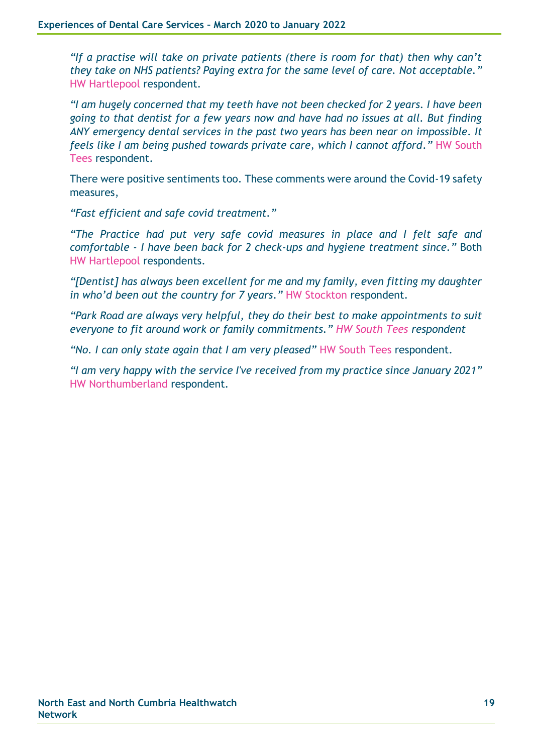*“If a practise will take on private patients (there is room for that) then why can’t they take on NHS patients? Paying extra for the same level of care. Not acceptable.”* HW Hartlepool respondent.

*“I am hugely concerned that my teeth have not been checked for 2 years. I have been going to that dentist for a few years now and have had no issues at all. But finding ANY emergency dental services in the past two years has been near on impossible. It feels like I am being pushed towards private care, which I cannot afford.”* HW South Tees respondent.

There were positive sentiments too. These comments were around the Covid-19 safety measures,

*“Fast efficient and safe covid treatment.”*

*“The Practice had put very safe covid measures in place and I felt safe and comfortable - I have been back for 2 check-ups and hygiene treatment since.”* Both HW Hartlepool respondents.

*“[Dentist] has always been excellent for me and my family, even fitting my daughter in who’d been out the country for 7 years.”* HW Stockton respondent.

*“Park Road are always very helpful, they do their best to make appointments to suit everyone to fit around work or family commitments.” HW South Tees respondent*

*“No. I can only state again that I am very pleased”* HW South Tees respondent.

*“I am very happy with the service I've received from my practice since January 2021”* HW Northumberland respondent.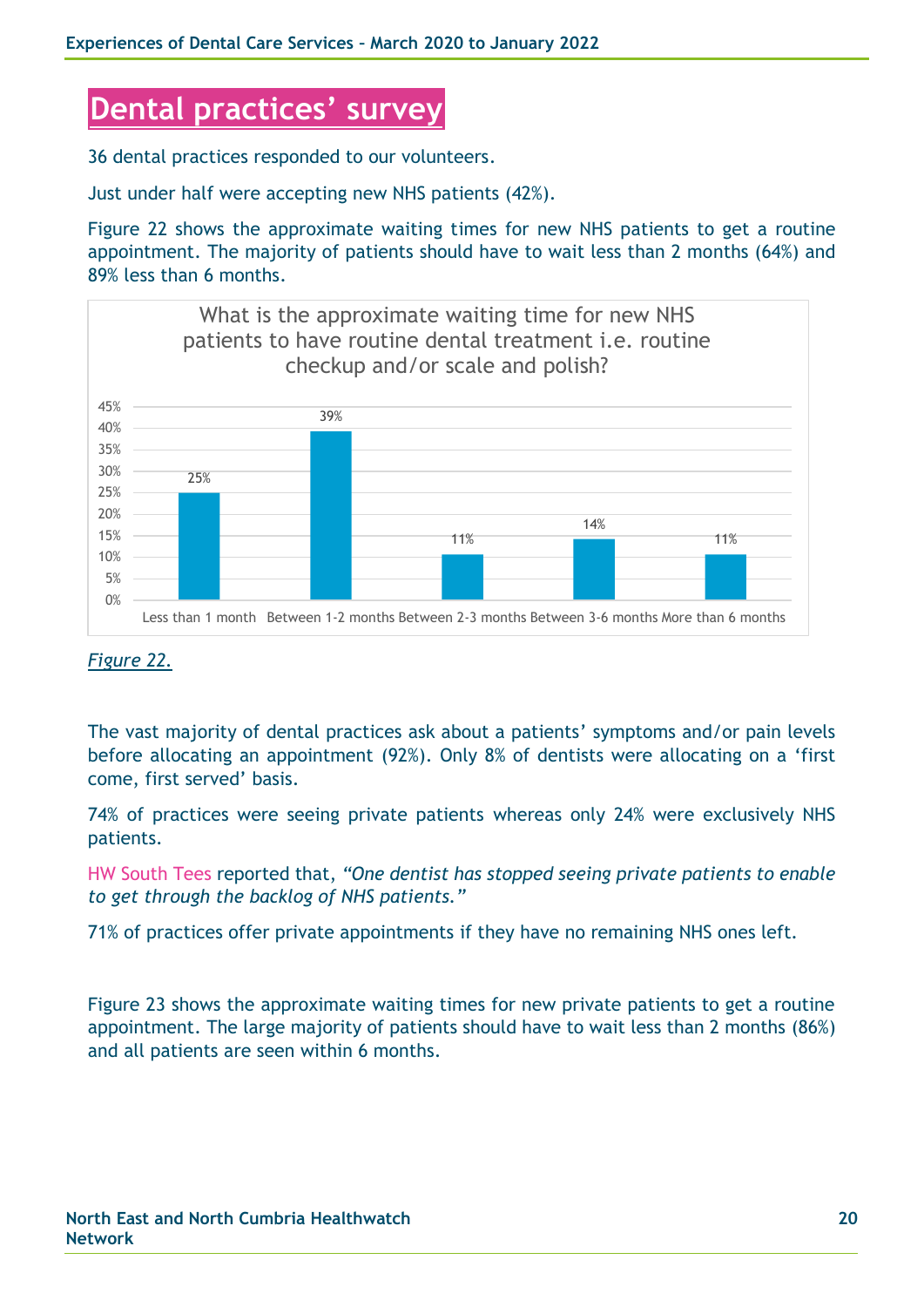# Dental practices' survey

36 dental practices responded to our volunteers.

Just under half were accepting new NHS patients (42%).

Figure 22 shows the approximate waiting times for new NHS patients to get a routine appointment. The majority of patients should have to wait less than 2 months (64%) and 89% less than 6 months.

What is the approximate waiting time for new NHS patients to have routine dental treatment i.e. routine checkup and/or scale and polish?

| Waiting time | Percentage |
| --- | --- |
| Less than 1 month | 25% |
| Between 1-2 months | 39% |
| Between 2-3 months | 11% |
| Between 3-6 months | 14% |
| More than 6 months | 11% |

*Figure 22.*

The vast majority of dental practices ask about a patients' symptoms and/or pain levels before allocating an appointment (92%). Only 8% of dentists were allocating on a 'first come, first served' basis.

74% of practices were seeing private patients whereas only 24% were exclusively NHS patients.

HW South Tees reported that, *"One dentist has stopped seeing private patients to enable to get through the backlog of NHS patients."*

71% of practices offer private appointments if they have no remaining NHS ones left.

Figure 23 shows the approximate waiting times for new private patients to get a routine appointment. The large majority of patients should have to wait less than 2 months (86%) and all patients are seen within 6 months.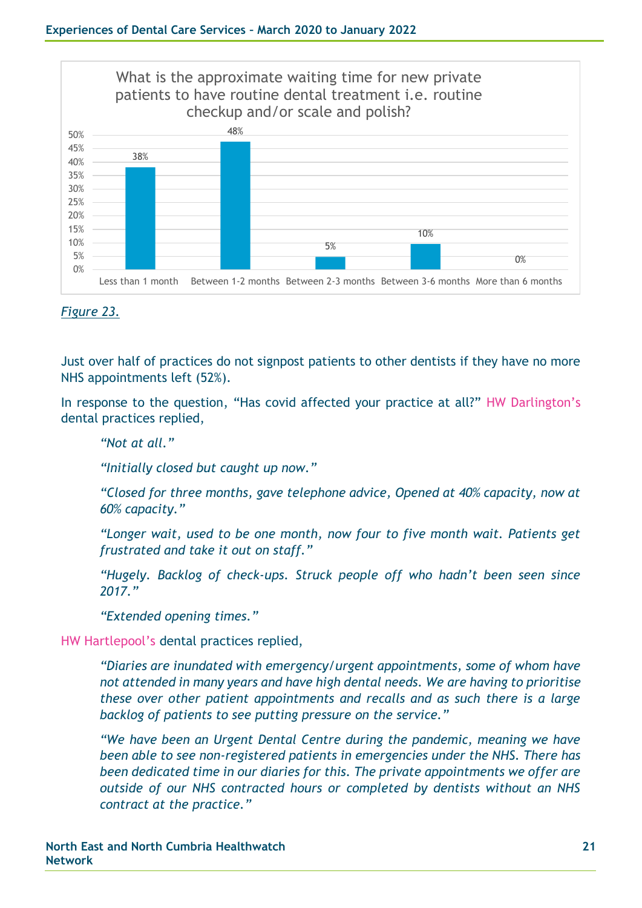What is the approximate waiting time for new private patients to have routine dental treatment i.e. routine checkup and/or scale and polish?

| Waiting time | Percentage |
|---|---|
| Less than 1 month | 38% |
| Between 1-2 months | 48% |
| Between 2-3 months | 5% |
| Between 3-6 months | 10% |
| More than 6 months | 0% |

*Figure 23.*

Just over half of practices do not signpost patients to other dentists if they have no more NHS appointments left (52%).

In response to the question, "Has covid affected your practice at all?" HW Darlington's dental practices replied,

> *"Not at all."*
>
> *"Initially closed but caught up now."*
>
> *"Closed for three months, gave telephone advice, Opened at 40% capacity, now at 60% capacity."*
>
> *"Longer wait, used to be one month, now four to five month wait. Patients get frustrated and take it out on staff."*
>
> *"Hugely. Backlog of check-ups. Struck people off who hadn't been seen since 2017."*
>
> *"Extended opening times."*

HW Hartlepool's dental practices replied,

> *"Diaries are inundated with emergency/urgent appointments, some of whom have not attended in many years and have high dental needs. We are having to prioritise these over other patient appointments and recalls and as such there is a large backlog of patients to see putting pressure on the service."*
>
> *"We have been an Urgent Dental Centre during the pandemic, meaning we have been able to see non-registered patients in emergencies under the NHS. There has been dedicated time in our diaries for this. The private appointments we offer are outside of our NHS contracted hours or completed by dentists without an NHS contract at the practice."*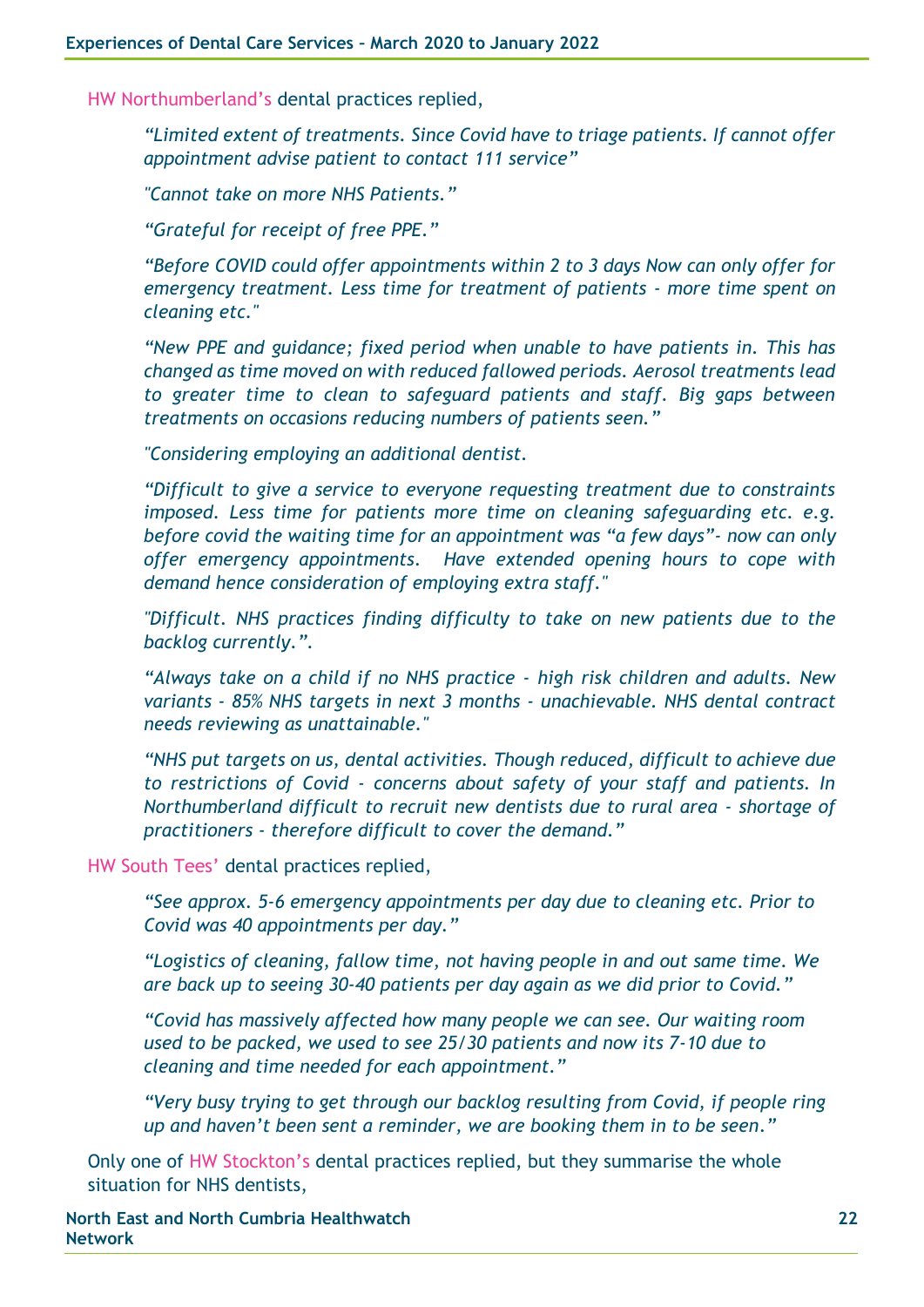HW Northumberland's dental practices replied,

> *"Limited extent of treatments. Since Covid have to triage patients. If cannot offer appointment advise patient to contact 111 service"*
>
> *"Cannot take on more NHS Patients."*
>
> *"Grateful for receipt of free PPE."*
>
> *"Before COVID could offer appointments within 2 to 3 days Now can only offer for emergency treatment. Less time for treatment of patients - more time spent on cleaning etc."*
>
> *"New PPE and guidance; fixed period when unable to have patients in. This has changed as time moved on with reduced fallowed periods. Aerosol treatments lead to greater time to clean to safeguard patients and staff. Big gaps between treatments on occasions reducing numbers of patients seen."*
>
> *"Considering employing an additional dentist.*
>
> *"Difficult to give a service to everyone requesting treatment due to constraints imposed. Less time for patients more time on cleaning safeguarding etc. e.g. before covid the waiting time for an appointment was "a few days"- now can only offer emergency appointments. Have extended opening hours to cope with demand hence consideration of employing extra staff."*
>
> *"Difficult. NHS practices finding difficulty to take on new patients due to the backlog currently.".*
>
> *"Always take on a child if no NHS practice - high risk children and adults. New variants - 85% NHS targets in next 3 months - unachievable. NHS dental contract needs reviewing as unattainable."*
>
> *"NHS put targets on us, dental activities. Though reduced, difficult to achieve due to restrictions of Covid - concerns about safety of your staff and patients. In Northumberland difficult to recruit new dentists due to rural area - shortage of practitioners - therefore difficult to cover the demand."*

HW South Tees' dental practices replied,

> *"See approx. 5-6 emergency appointments per day due to cleaning etc. Prior to Covid was 40 appointments per day."*
>
> *"Logistics of cleaning, fallow time, not having people in and out same time. We are back up to seeing 30-40 patients per day again as we did prior to Covid."*
>
> *"Covid has massively affected how many people we can see. Our waiting room used to be packed, we used to see 25/30 patients and now its 7-10 due to cleaning and time needed for each appointment."*
>
> *"Very busy trying to get through our backlog resulting from Covid, if people ring up and haven't been sent a reminder, we are booking them in to be seen."*

Only one of HW Stockton's dental practices replied, but they summarise the whole situation for NHS dentists,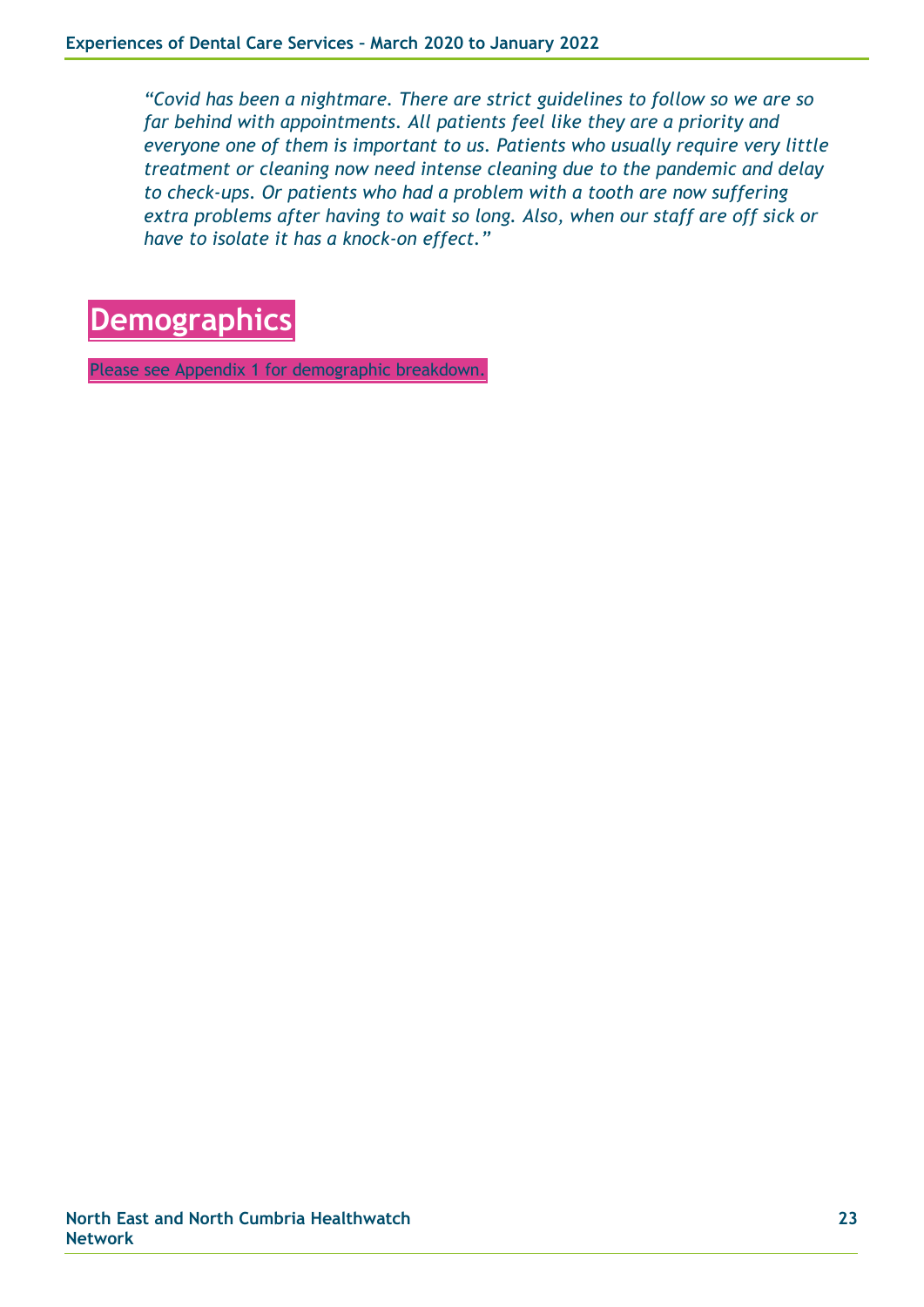*"Covid has been a nightmare. There are strict guidelines to follow so we are so far behind with appointments. All patients feel like they are a priority and everyone one of them is important to us. Patients who usually require very little treatment or cleaning now need intense cleaning due to the pandemic and delay to check-ups. Or patients who had a problem with a tooth are now suffering extra problems after having to wait so long. Also, when our staff are off sick or have to isolate it has a knock-on effect."*

# Demographics

Please see Appendix 1 for demographic breakdown.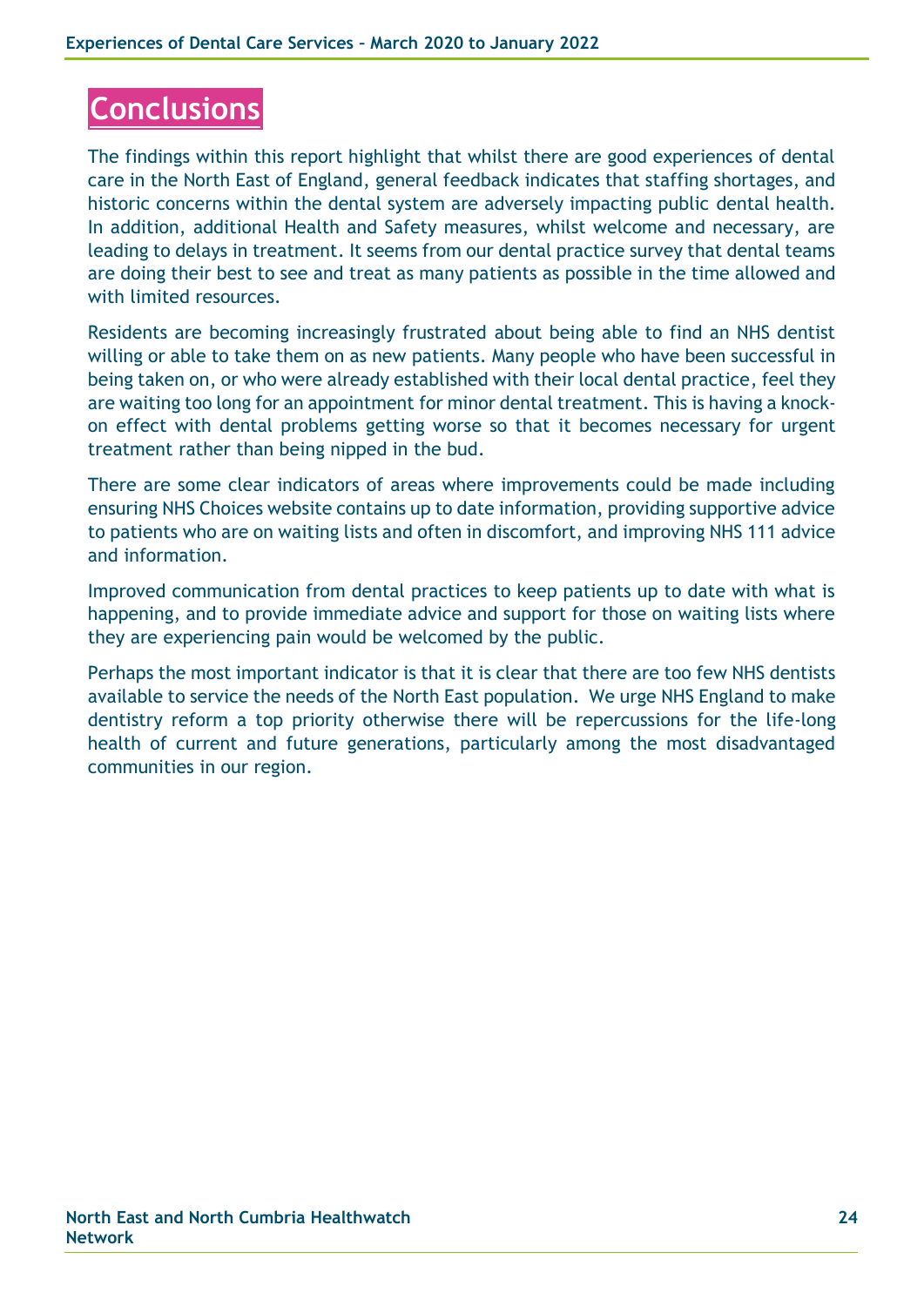# Conclusions

The findings within this report highlight that whilst there are good experiences of dental care in the North East of England, general feedback indicates that staffing shortages, and historic concerns within the dental system are adversely impacting public dental health. In addition, additional Health and Safety measures, whilst welcome and necessary, are leading to delays in treatment. It seems from our dental practice survey that dental teams are doing their best to see and treat as many patients as possible in the time allowed and with limited resources.

Residents are becoming increasingly frustrated about being able to find an NHS dentist willing or able to take them on as new patients. Many people who have been successful in being taken on, or who were already established with their local dental practice, feel they are waiting too long for an appointment for minor dental treatment. This is having a knock-on effect with dental problems getting worse so that it becomes necessary for urgent treatment rather than being nipped in the bud.

There are some clear indicators of areas where improvements could be made including ensuring NHS Choices website contains up to date information, providing supportive advice to patients who are on waiting lists and often in discomfort, and improving NHS 111 advice and information.

Improved communication from dental practices to keep patients up to date with what is happening, and to provide immediate advice and support for those on waiting lists where they are experiencing pain would be welcomed by the public.

Perhaps the most important indicator is that it is clear that there are too few NHS dentists available to service the needs of the North East population. We urge NHS England to make dentistry reform a top priority otherwise there will be repercussions for the life-long health of current and future generations, particularly among the most disadvantaged communities in our region.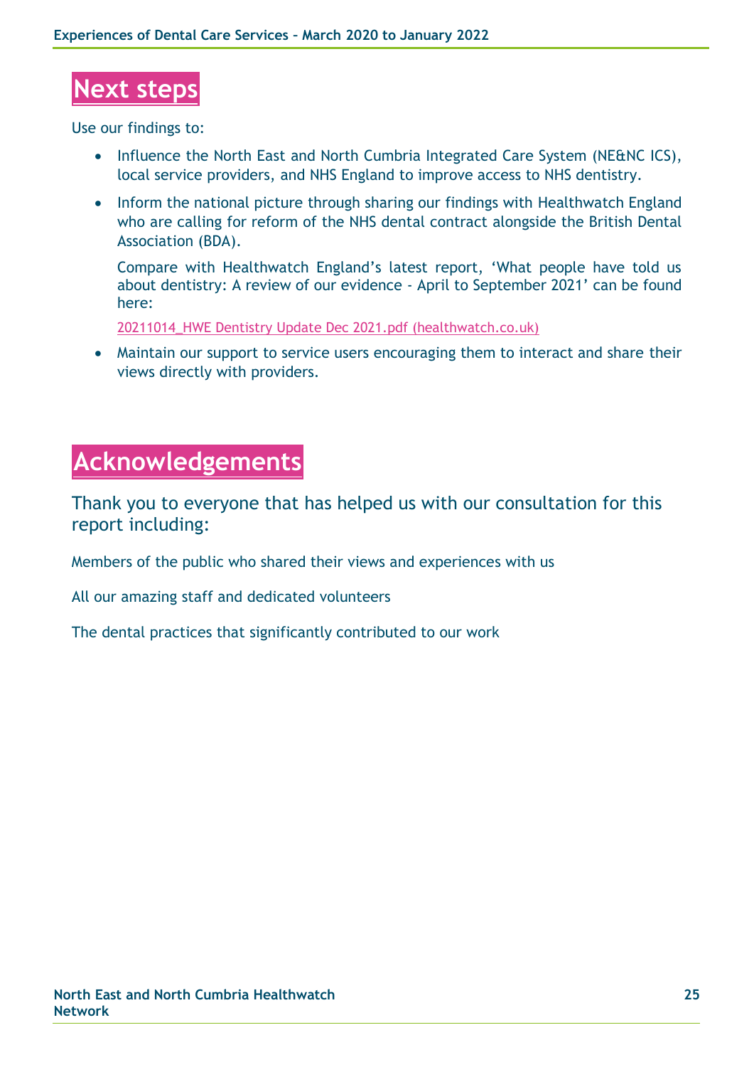# Next steps

Use our findings to:

- Influence the North East and North Cumbria Integrated Care System (NE&NC ICS), local service providers, and NHS England to improve access to NHS dentistry.
- Inform the national picture through sharing our findings with Healthwatch England who are calling for reform of the NHS dental contract alongside the British Dental Association (BDA).

  Compare with Healthwatch England's latest report, 'What people have told us about dentistry: A review of our evidence - April to September 2021' can be found here:

  [20211014_HWE Dentistry Update Dec 2021.pdf (healthwatch.co.uk)]()
- Maintain our support to service users encouraging them to interact and share their views directly with providers.

# Acknowledgements

Thank you to everyone that has helped us with our consultation for this report including:

Members of the public who shared their views and experiences with us

All our amazing staff and dedicated volunteers

The dental practices that significantly contributed to our work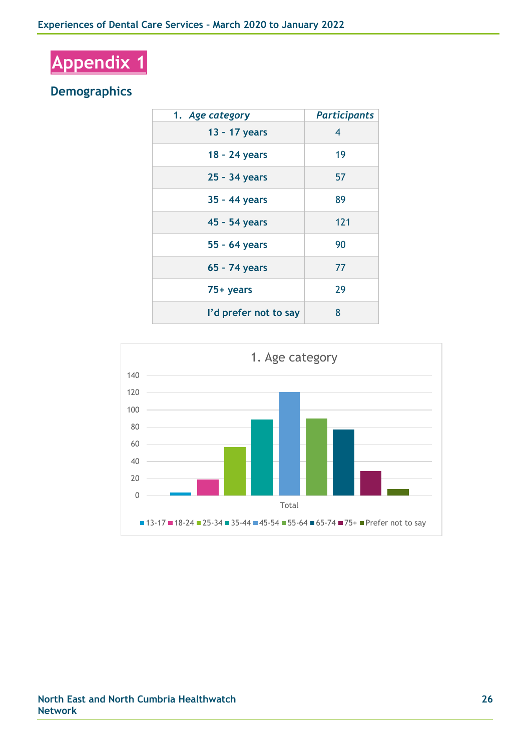# Appendix 1

## Demographics

| 1. *Age category* | *Participants* |
|---|---|
| 13 - 17 years | 4 |
| 18 - 24 years | 19 |
| 25 - 34 years | 57 |
| 35 - 44 years | 89 |
| 45 - 54 years | 121 |
| 55 - 64 years | 90 |
| 65 - 74 years | 77 |
| 75+ years | 29 |
| I'd prefer not to say | 8 |

1. Age category

| | 13-17 | 18-24 | 25-34 | 35-44 | 45-54 | 55-64 | 65-74 | 75+ | Prefer not to say |
|---|---|---|---|---|---|---|---|---|---|
| Total | 4 | 19 | 57 | 89 | 121 | 90 | 77 | 29 | 8 |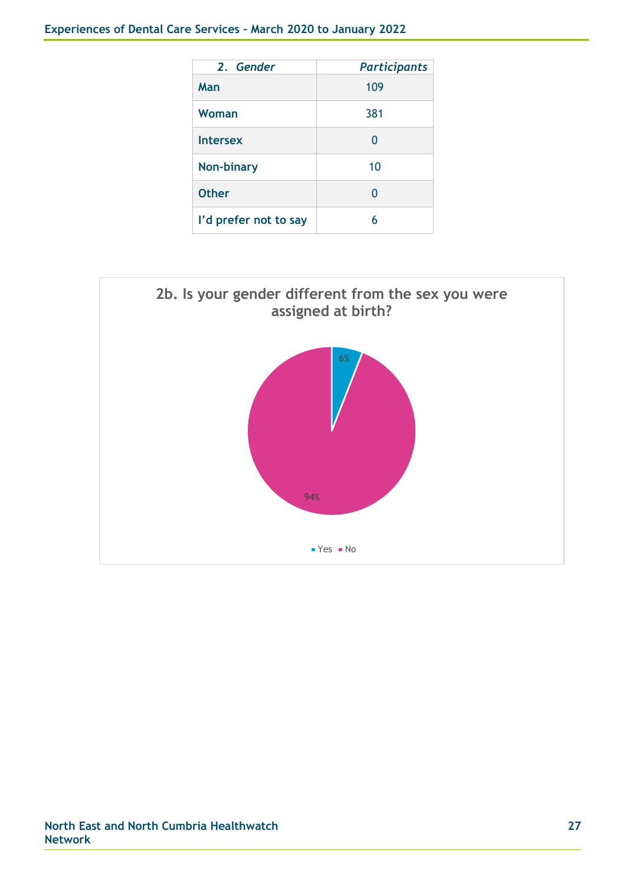| *2. Gender* | *Participants* |
|---|---|
| **Man** | 109 |
| **Woman** | 381 |
| **Intersex** | 0 |
| **Non-binary** | 10 |
| **Other** | 0 |
| **I'd prefer not to say** | 6 |

**2b. Is your gender different from the sex you were assigned at birth?**

| Response | Percentage |
|---|---|
| Yes | 6% |
| No | 94% |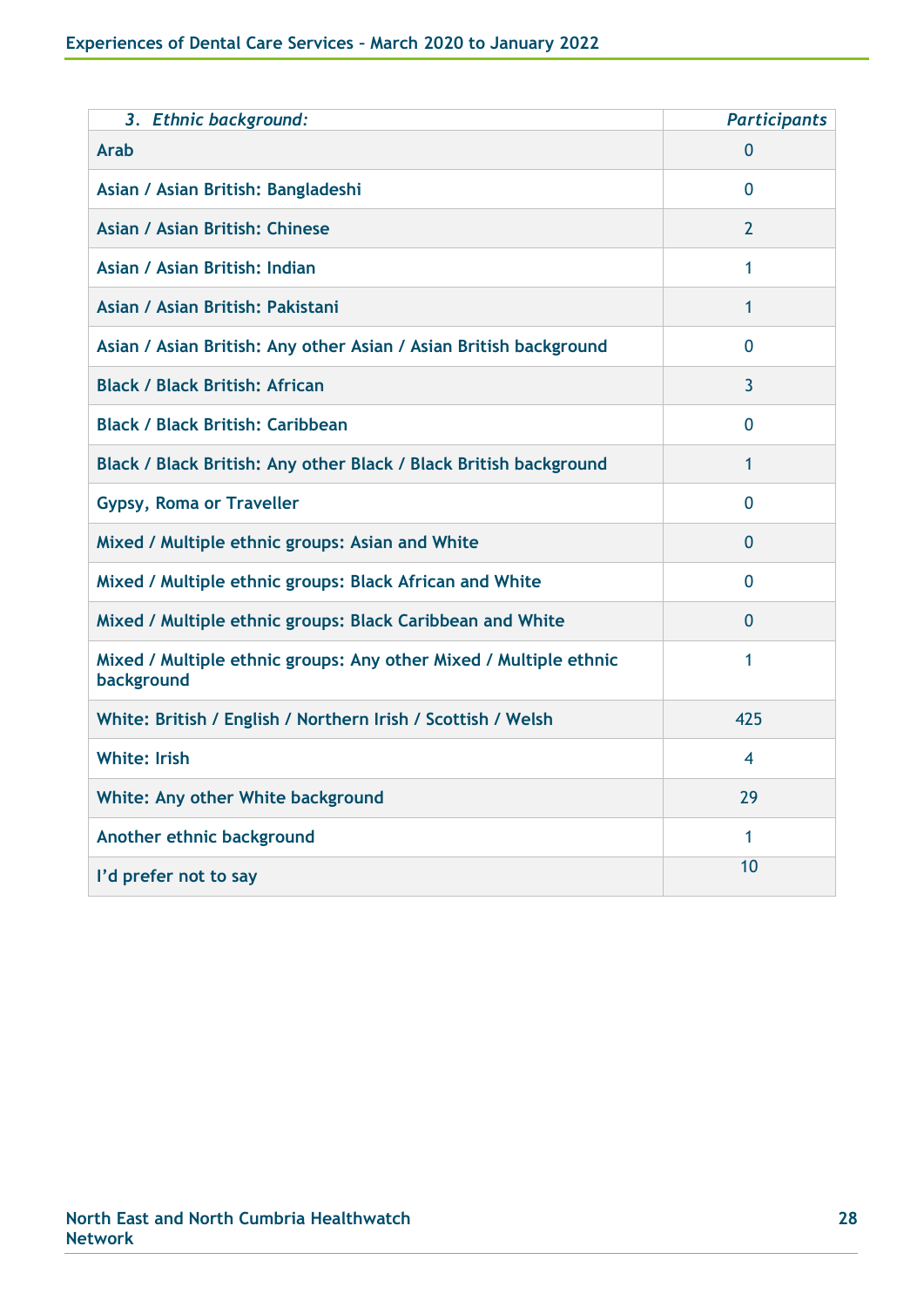| *3. Ethnic background:* | *Participants* |
| --- | --- |
| Arab | 0 |
| Asian / Asian British: Bangladeshi | 0 |
| Asian / Asian British: Chinese | 2 |
| Asian / Asian British: Indian | 1 |
| Asian / Asian British: Pakistani | 1 |
| Asian / Asian British: Any other Asian / Asian British background | 0 |
| Black / Black British: African | 3 |
| Black / Black British: Caribbean | 0 |
| Black / Black British: Any other Black / Black British background | 1 |
| Gypsy, Roma or Traveller | 0 |
| Mixed / Multiple ethnic groups: Asian and White | 0 |
| Mixed / Multiple ethnic groups: Black African and White | 0 |
| Mixed / Multiple ethnic groups: Black Caribbean and White | 0 |
| Mixed / Multiple ethnic groups: Any other Mixed / Multiple ethnic background | 1 |
| White: British / English / Northern Irish / Scottish / Welsh | 425 |
| White: Irish | 4 |
| White: Any other White background | 29 |
| Another ethnic background | 1 |
| I'd prefer not to say | 10 |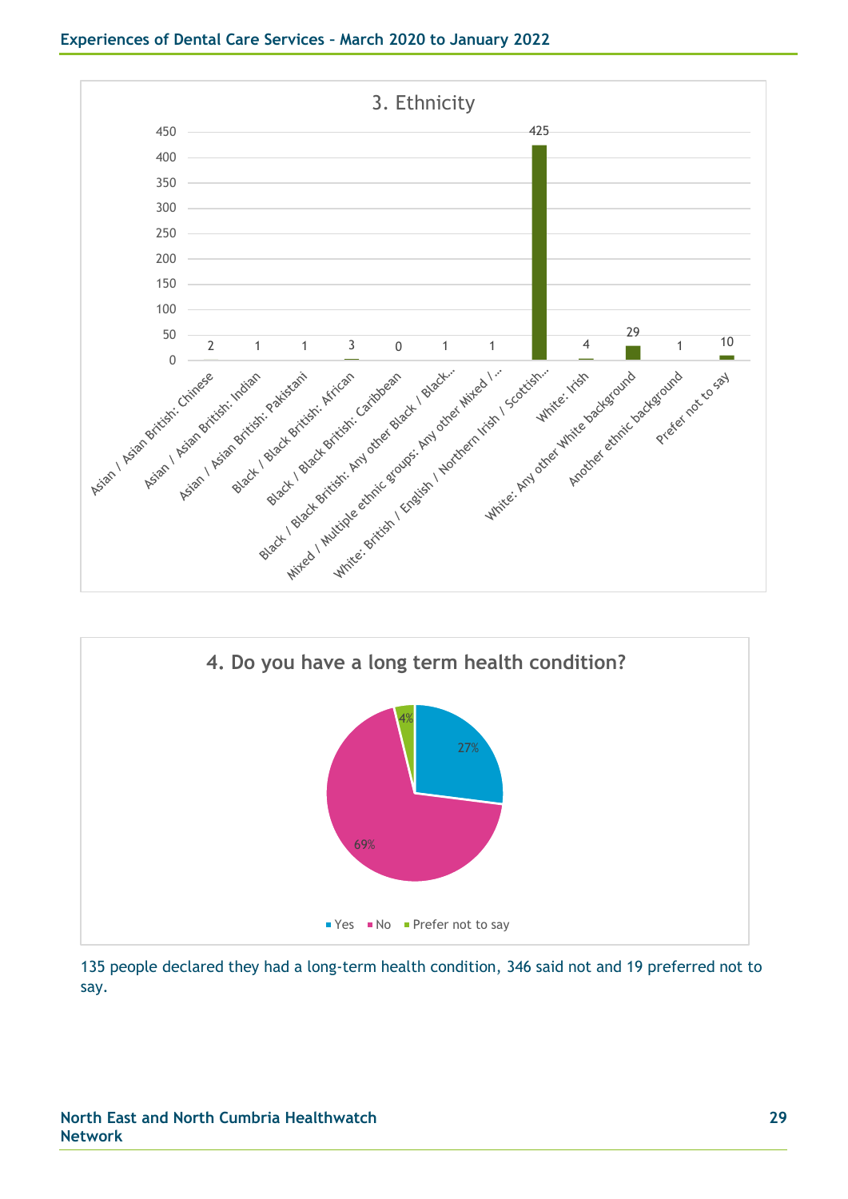## 3. Ethnicity

| Ethnicity | Count |
|---|---|
| Asian / Asian British: Chinese | 2 |
| Asian / Asian British: Indian | 1 |
| Asian / Asian British: Pakistani | 1 |
| Black / Black British: African | 3 |
| Black / Black British: Caribbean | 0 |
| Black / Black British: Any other Black / Black... | 1 |
| Mixed / Multiple ethnic groups: Any other Mixed / ... | 1 |
| White: British / English / Northern Irish / Scottish... | 425 |
| White: Irish | 4 |
| White: Any other White background | 29 |
| Another ethnic background | 1 |
| Prefer not to say | 10 |

## 4. Do you have a long term health condition?

| Response | Percentage |
|---|---|
| Yes | 27% |
| No | 69% |
| Prefer not to say | 4% |

135 people declared they had a long-term health condition, 346 said not and 19 preferred not to say.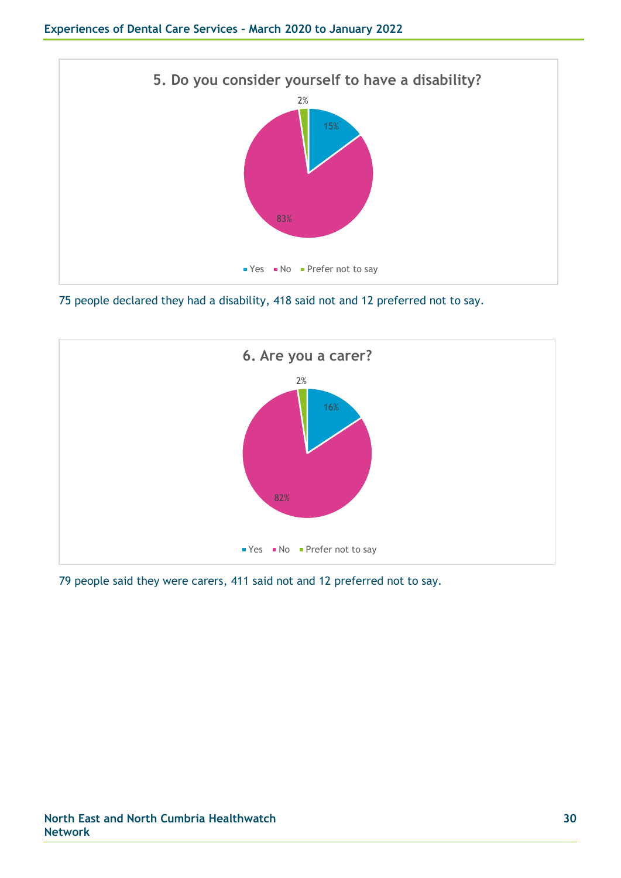5. Do you consider yourself to have a disability?

2%
15%
83%

Yes No Prefer not to say

75 people declared they had a disability, 418 said not and 12 preferred not to say.

6. Are you a carer?

2%
16%
82%

Yes No Prefer not to say

79 people said they were carers, 411 said not and 12 preferred not to say.